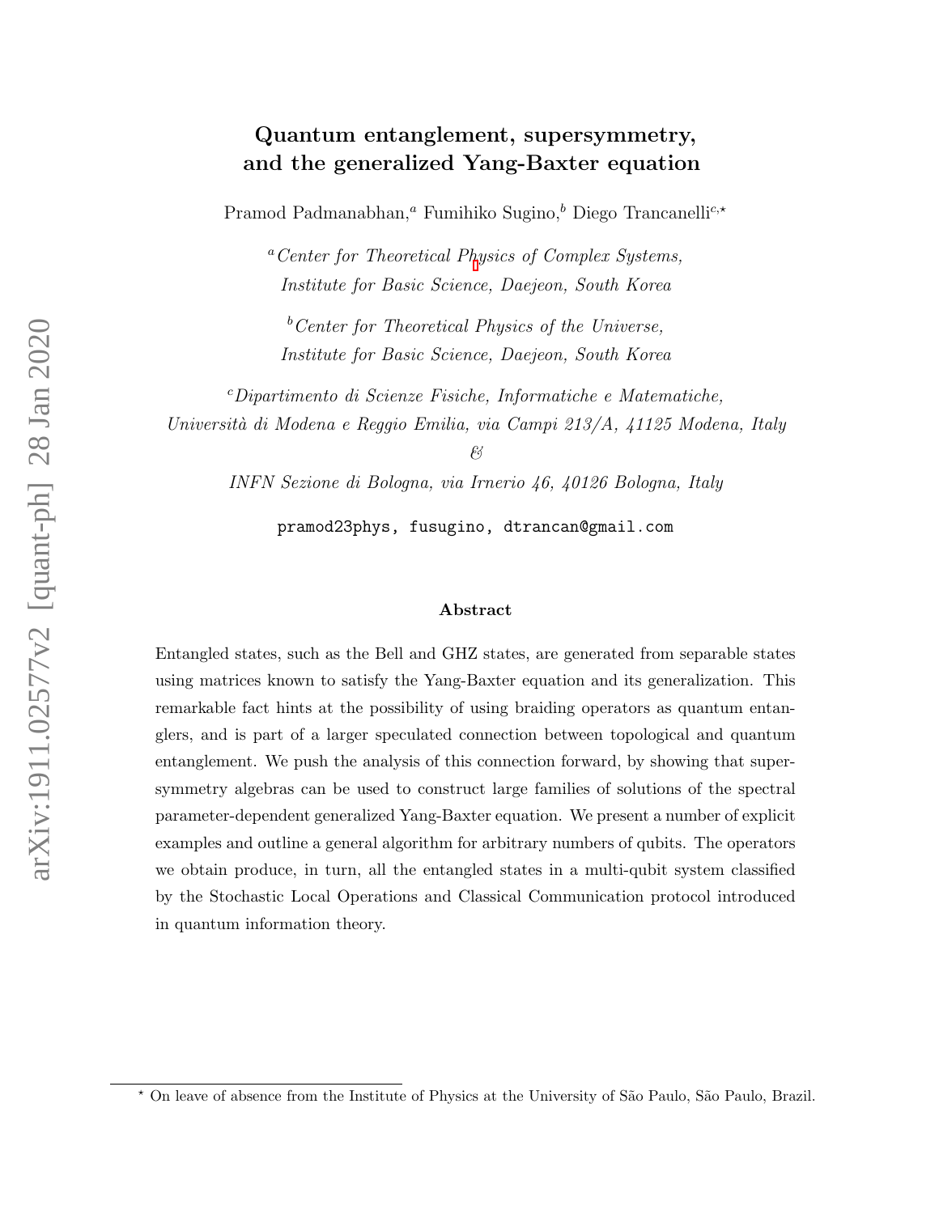# Quantum entanglement, supersymmetry, and the generalized Yang-Baxter equation

Pramod Padmanabhan,[a] Fumihiko Sugino,[b] Diego Trancanelli[c,⋆]

[a] *Center for Theoretical Physics of Complex Systems, Institute for Basic Science, Daejeon, South Korea*

[b] *Center for Theoretical Physics of the Universe, Institute for Basic Science, Daejeon, South Korea*

[c] *Dipartimento di Scienze Fisiche, Informatiche e Matematiche, Università di Modena e Reggio Emilia, via Campi 213/A, 41125 Modena, Italy*
*&*
*INFN Sezione di Bologna, via Irnerio 46, 40126 Bologna, Italy*

`pramod23phys, fusugino, dtrancan@gmail.com`

### Abstract

Entangled states, such as the Bell and GHZ states, are generated from separable states using matrices known to satisfy the Yang-Baxter equation and its generalization. This remarkable fact hints at the possibility of using braiding operators as quantum entanglers, and is part of a larger speculated connection between topological and quantum entanglement. We push the analysis of this connection forward, by showing that supersymmetry algebras can be used to construct large families of solutions of the spectral parameter-dependent generalized Yang-Baxter equation. We present a number of explicit examples and outline a general algorithm for arbitrary numbers of qubits. The operators we obtain produce, in turn, all the entangled states in a multi-qubit system classified by the Stochastic Local Operations and Classical Communication protocol introduced in quantum information theory.

⋆ On leave of absence from the Institute of Physics at the University of São Paulo, São Paulo, Brazil.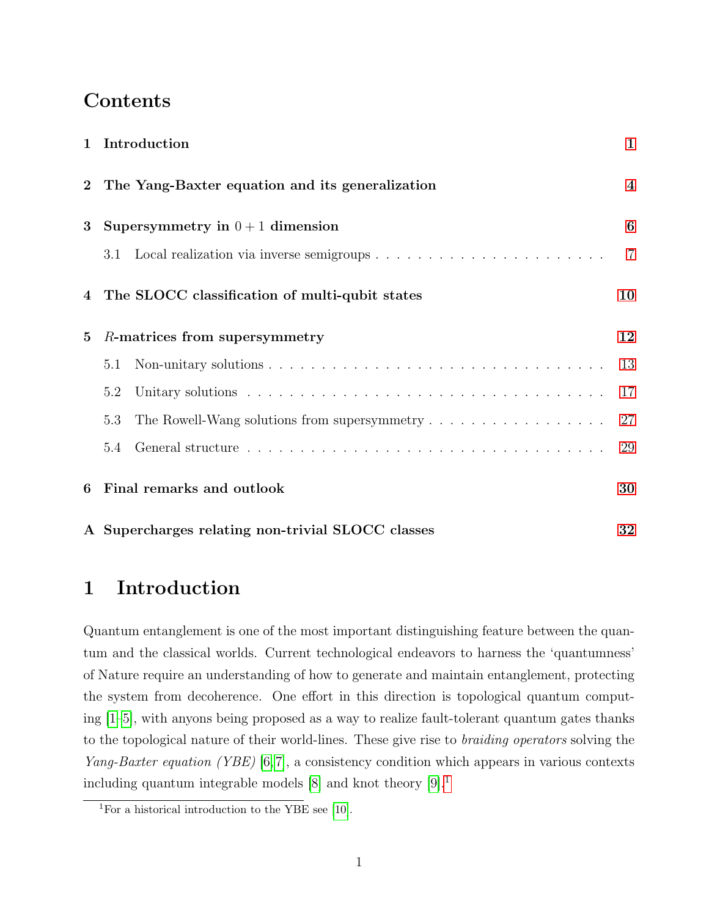# Contents

1 Introduction 1

2 The Yang-Baxter equation and its generalization 4

3 Supersymmetry in $0+1$ dimension 6

- 3.1 Local realization via inverse semigroups . . . . . 7

4 The SLOCC classification of multi-qubit states 10

5 $R$-matrices from supersymmetry 12

- 5.1 Non-unitary solutions . . . . . 13
- 5.2 Unitary solutions . . . . . 17
- 5.3 The Rowell-Wang solutions from supersymmetry . . . . . 27
- 5.4 General structure . . . . . 29

6 Final remarks and outlook 30

A Supercharges relating non-trivial SLOCC classes 32

# 1 Introduction

Quantum entanglement is one of the most important distinguishing feature between the quantum and the classical worlds. Current technological endeavors to harness the 'quantumness' of Nature require an understanding of how to generate and maintain entanglement, protecting the system from decoherence. One effort in this direction is topological quantum computing [1–5], with anyons being proposed as a way to realize fault-tolerant quantum gates thanks to the topological nature of their world-lines. These give rise to *braiding operators* solving the *Yang-Baxter equation (YBE)* [6, 7], a consistency condition which appears in various contexts including quantum integrable models [8] and knot theory [9].[1]

[1] For a historical introduction to the YBE see [10].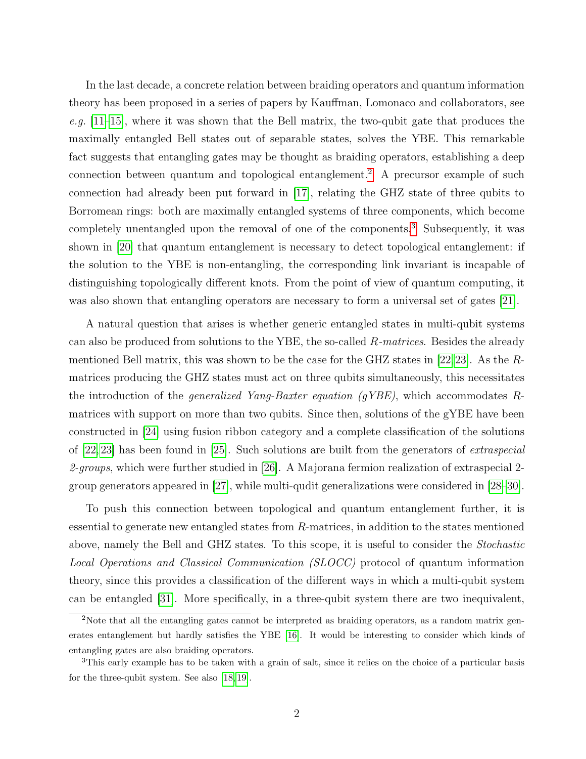In the last decade, a concrete relation between braiding operators and quantum information theory has been proposed in a series of papers by Kauffman, Lomonaco and collaborators, see *e.g.* [11–15], where it was shown that the Bell matrix, the two-qubit gate that produces the maximally entangled Bell states out of separable states, solves the YBE. This remarkable fact suggests that entangling gates may be thought as braiding operators, establishing a deep connection between quantum and topological entanglement.[2] A precursor example of such connection had already been put forward in [17], relating the GHZ state of three qubits to Borromean rings: both are maximally entangled systems of three components, which become completely unentangled upon the removal of one of the components.[3] Subsequently, it was shown in [20] that quantum entanglement is necessary to detect topological entanglement: if the solution to the YBE is non-entangling, the corresponding link invariant is incapable of distinguishing topologically different knots. From the point of view of quantum computing, it was also shown that entangling operators are necessary to form a universal set of gates [21].

A natural question that arises is whether generic entangled states in multi-qubit systems can also be produced from solutions to the YBE, the so-called $R$-*matrices*. Besides the already mentioned Bell matrix, this was shown to be the case for the GHZ states in [22, 23]. As the $R$-matrices producing the GHZ states must act on three qubits simultaneously, this necessitates the introduction of the *generalized Yang-Baxter equation (gYBE)*, which accommodates $R$-matrices with support on more than two qubits. Since then, solutions of the gYBE have been constructed in [24] using fusion ribbon category and a complete classification of the solutions of [22, 23] has been found in [25]. Such solutions are built from the generators of *extraspecial 2-groups*, which were further studied in [26]. A Majorana fermion realization of extraspecial 2-group generators appeared in [27], while multi-qudit generalizations were considered in [28–30].

To push this connection between topological and quantum entanglement further, it is essential to generate new entangled states from $R$-matrices, in addition to the states mentioned above, namely the Bell and GHZ states. To this scope, it is useful to consider the *Stochastic Local Operations and Classical Communication (SLOCC)* protocol of quantum information theory, since this provides a classification of the different ways in which a multi-qubit system can be entangled [31]. More specifically, in a three-qubit system there are two inequivalent,

[2] Note that all the entangling gates cannot be interpreted as braiding operators, as a random matrix generates entanglement but hardly satisfies the YBE [16]. It would be interesting to consider which kinds of entangling gates are also braiding operators.

[3] This early example has to be taken with a grain of salt, since it relies on the choice of a particular basis for the three-qubit system. See also [18, 19].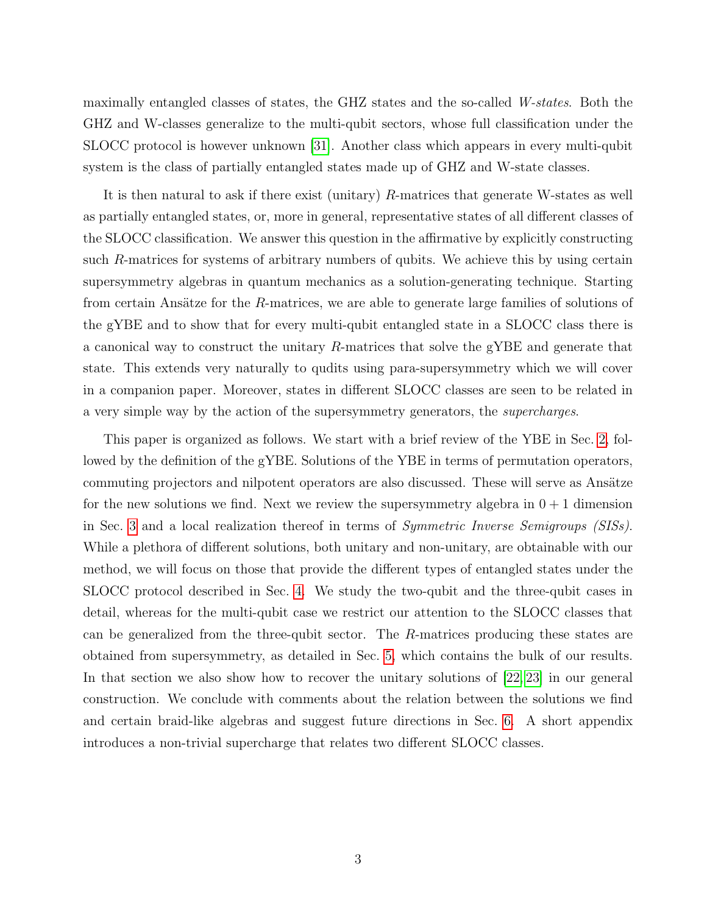maximally entangled classes of states, the GHZ states and the so-called *W-states*. Both the GHZ and W-classes generalize to the multi-qubit sectors, whose full classification under the SLOCC protocol is however unknown [31]. Another class which appears in every multi-qubit system is the class of partially entangled states made up of GHZ and W-state classes.

It is then natural to ask if there exist (unitary) $R$-matrices that generate W-states as well as partially entangled states, or, more in general, representative states of all different classes of the SLOCC classification. We answer this question in the affirmative by explicitly constructing such $R$-matrices for systems of arbitrary numbers of qubits. We achieve this by using certain supersymmetry algebras in quantum mechanics as a solution-generating technique. Starting from certain Ansätze for the $R$-matrices, we are able to generate large families of solutions of the gYBE and to show that for every multi-qubit entangled state in a SLOCC class there is a canonical way to construct the unitary $R$-matrices that solve the gYBE and generate that state. This extends very naturally to qudits using para-supersymmetry which we will cover in a companion paper. Moreover, states in different SLOCC classes are seen to be related in a very simple way by the action of the supersymmetry generators, the *supercharges*.

This paper is organized as follows. We start with a brief review of the YBE in Sec. 2, followed by the definition of the gYBE. Solutions of the YBE in terms of permutation operators, commuting projectors and nilpotent operators are also discussed. These will serve as Ansätze for the new solutions we find. Next we review the supersymmetry algebra in $0+1$ dimension in Sec. 3 and a local realization thereof in terms of *Symmetric Inverse Semigroups (SISs)*. While a plethora of different solutions, both unitary and non-unitary, are obtainable with our method, we will focus on those that provide the different types of entangled states under the SLOCC protocol described in Sec. 4. We study the two-qubit and the three-qubit cases in detail, whereas for the multi-qubit case we restrict our attention to the SLOCC classes that can be generalized from the three-qubit sector. The $R$-matrices producing these states are obtained from supersymmetry, as detailed in Sec. 5, which contains the bulk of our results. In that section we also show how to recover the unitary solutions of [22, 23] in our general construction. We conclude with comments about the relation between the solutions we find and certain braid-like algebras and suggest future directions in Sec. 6. A short appendix introduces a non-trivial supercharge that relates two different SLOCC classes.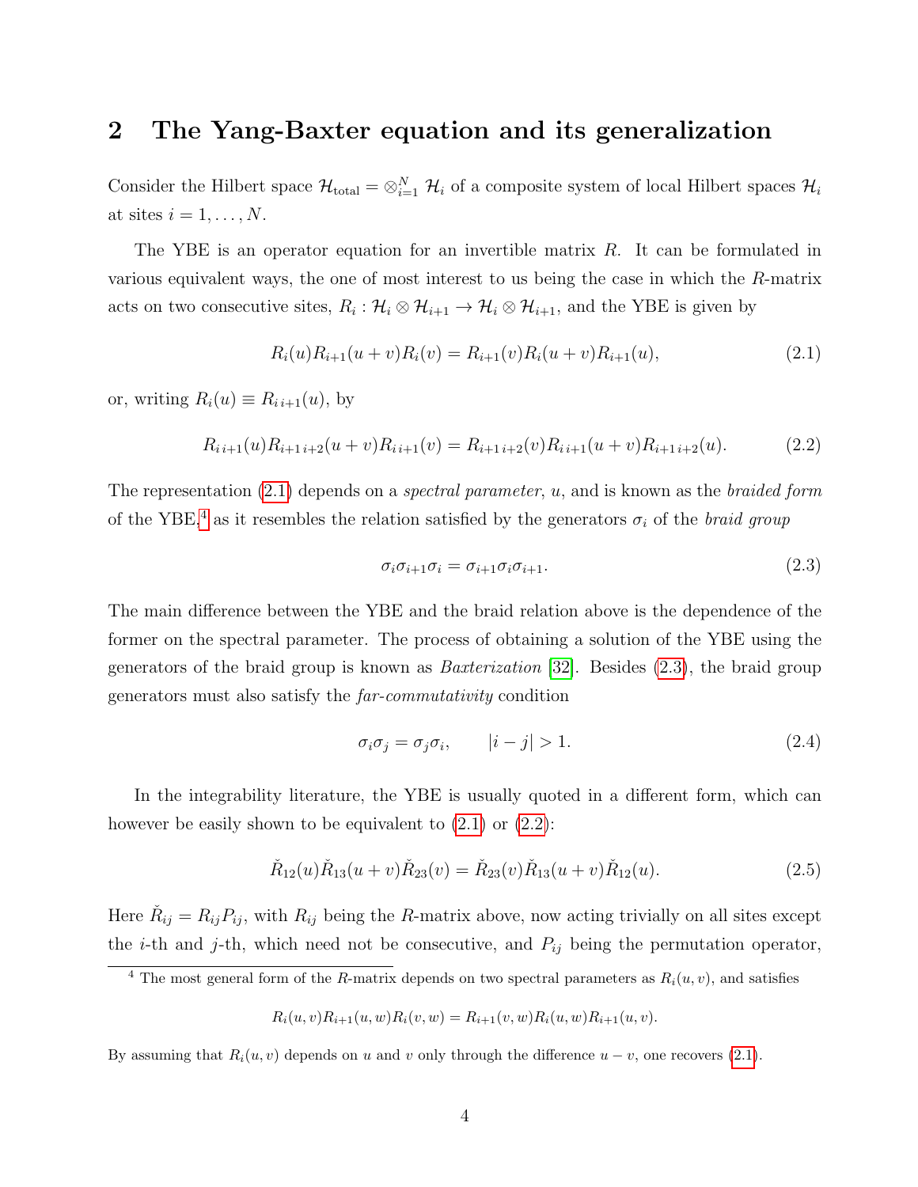## 2 The Yang-Baxter equation and its generalization

Consider the Hilbert space $\mathcal{H}_{\text{total}} = \otimes_{i=1}^{N} \mathcal{H}_i$ of a composite system of local Hilbert spaces $\mathcal{H}_i$ at sites $i = 1, \ldots, N$.

The YBE is an operator equation for an invertible matrix $R$. It can be formulated in various equivalent ways, the one of most interest to us being the case in which the $R$-matrix acts on two consecutive sites, $R_i : \mathcal{H}_i \otimes \mathcal{H}_{i+1} \to \mathcal{H}_i \otimes \mathcal{H}_{i+1}$, and the YBE is given by

$$R_i(u)R_{i+1}(u+v)R_i(v) = R_{i+1}(v)R_i(u+v)R_{i+1}(u), \tag{2.1}$$

or, writing $R_i(u) \equiv R_{i\,i+1}(u)$, by

$$R_{i\,i+1}(u)R_{i+1\,i+2}(u+v)R_{i\,i+1}(v) = R_{i+1\,i+2}(v)R_{i\,i+1}(u+v)R_{i+1\,i+2}(u). \tag{2.2}$$

The representation (2.1) depends on a *spectral parameter*, $u$, and is known as the *braided form* of the YBE,[4] as it resembles the relation satisfied by the generators $\sigma_i$ of the *braid group*

$$\sigma_i \sigma_{i+1} \sigma_i = \sigma_{i+1} \sigma_i \sigma_{i+1}. \tag{2.3}$$

The main difference between the YBE and the braid relation above is the dependence of the former on the spectral parameter. The process of obtaining a solution of the YBE using the generators of the braid group is known as *Baxterization* [32]. Besides (2.3), the braid group generators must also satisfy the *far-commutativity* condition

$$\sigma_i \sigma_j = \sigma_j \sigma_i, \qquad |i-j| > 1. \tag{2.4}$$

In the integrability literature, the YBE is usually quoted in a different form, which can however be easily shown to be equivalent to (2.1) or (2.2):

$$\check{R}_{12}(u)\check{R}_{13}(u+v)\check{R}_{23}(v) = \check{R}_{23}(v)\check{R}_{13}(u+v)\check{R}_{12}(u). \tag{2.5}$$

Here $\check{R}_{ij} = R_{ij}P_{ij}$, with $R_{ij}$ being the $R$-matrix above, now acting trivially on all sites except the $i$-th and $j$-th, which need not be consecutive, and $P_{ij}$ being the permutation operator,

---

[4] The most general form of the $R$-matrix depends on two spectral parameters as $R_i(u,v)$, and satisfies

$$R_i(u,v)R_{i+1}(u,w)R_i(v,w) = R_{i+1}(v,w)R_i(u,w)R_{i+1}(u,v).$$

By assuming that $R_i(u,v)$ depends on $u$ and $v$ only through the difference $u - v$, one recovers (2.1).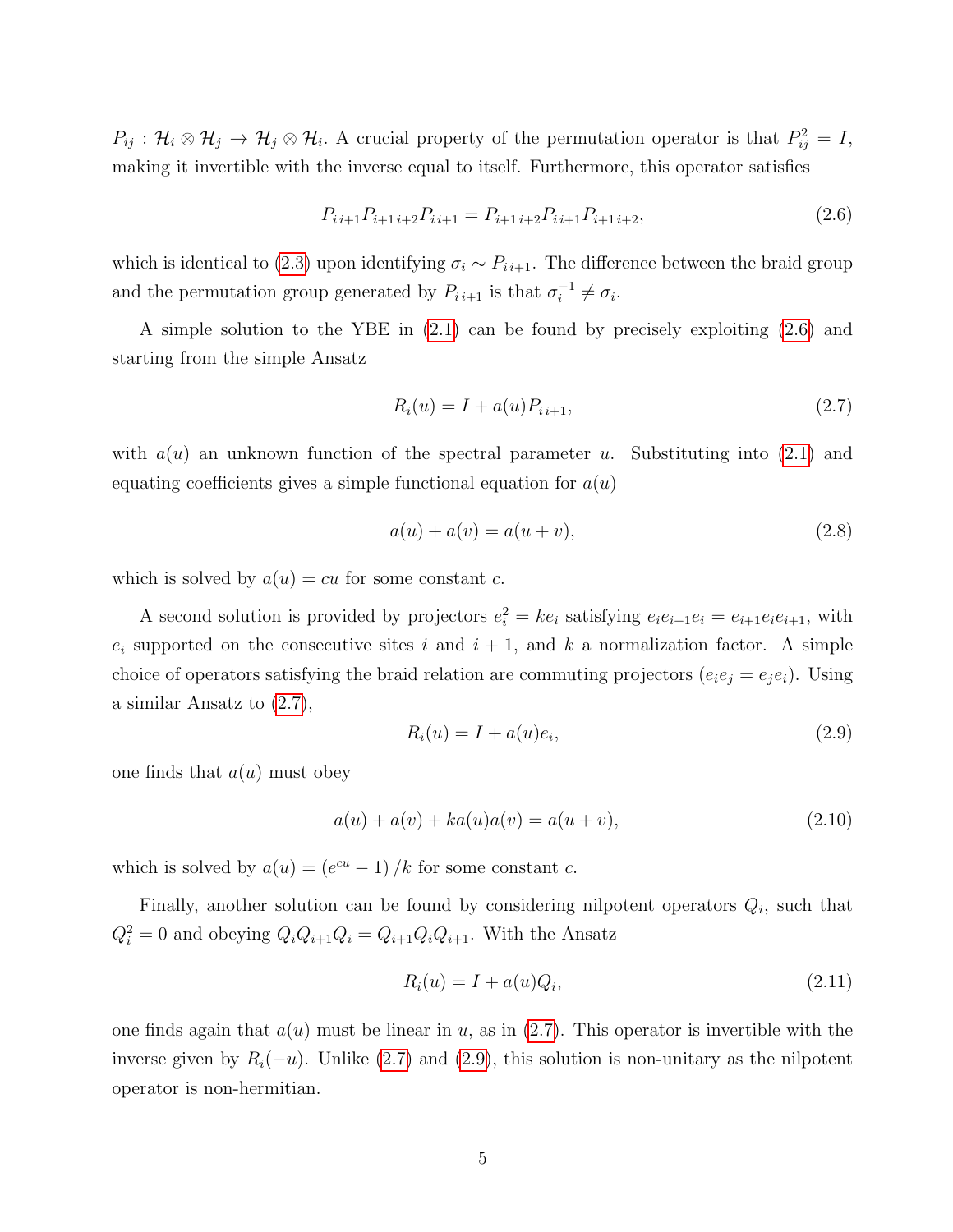$P_{ij} : \mathcal{H}_i \otimes \mathcal{H}_j \to \mathcal{H}_j \otimes \mathcal{H}_i$. A crucial property of the permutation operator is that $P_{ij}^2 = I$, making it invertible with the inverse equal to itself. Furthermore, this operator satisfies

$$P_{i\,i+1} P_{i+1\,i+2} P_{i\,i+1} = P_{i+1\,i+2} P_{i\,i+1} P_{i+1\,i+2}, \tag{2.6}$$

which is identical to (2.3) upon identifying $\sigma_i \sim P_{i\,i+1}$. The difference between the braid group and the permutation group generated by $P_{i\,i+1}$ is that $\sigma_i^{-1} \neq \sigma_i$.

A simple solution to the YBE in (2.1) can be found by precisely exploiting (2.6) and starting from the simple Ansatz

$$R_i(u) = I + a(u) P_{i\,i+1}, \tag{2.7}$$

with $a(u)$ an unknown function of the spectral parameter $u$. Substituting into (2.1) and equating coefficients gives a simple functional equation for $a(u)$

$$a(u) + a(v) = a(u+v), \tag{2.8}$$

which is solved by $a(u) = cu$ for some constant $c$.

A second solution is provided by projectors $e_i^2 = k e_i$ satisfying $e_i e_{i+1} e_i = e_{i+1} e_i e_{i+1}$, with $e_i$ supported on the consecutive sites $i$ and $i+1$, and $k$ a normalization factor. A simple choice of operators satisfying the braid relation are commuting projectors ($e_i e_j = e_j e_i$). Using a similar Ansatz to (2.7),

$$R_i(u) = I + a(u) e_i, \tag{2.9}$$

one finds that $a(u)$ must obey

$$a(u) + a(v) + k a(u) a(v) = a(u+v), \tag{2.10}$$

which is solved by $a(u) = \left(e^{cu} - 1\right)/k$ for some constant $c$.

Finally, another solution can be found by considering nilpotent operators $Q_i$, such that $Q_i^2 = 0$ and obeying $Q_i Q_{i+1} Q_i = Q_{i+1} Q_i Q_{i+1}$. With the Ansatz

$$R_i(u) = I + a(u) Q_i, \tag{2.11}$$

one finds again that $a(u)$ must be linear in $u$, as in (2.7). This operator is invertible with the inverse given by $R_i(-u)$. Unlike (2.7) and (2.9), this solution is non-unitary as the nilpotent operator is non-hermitian.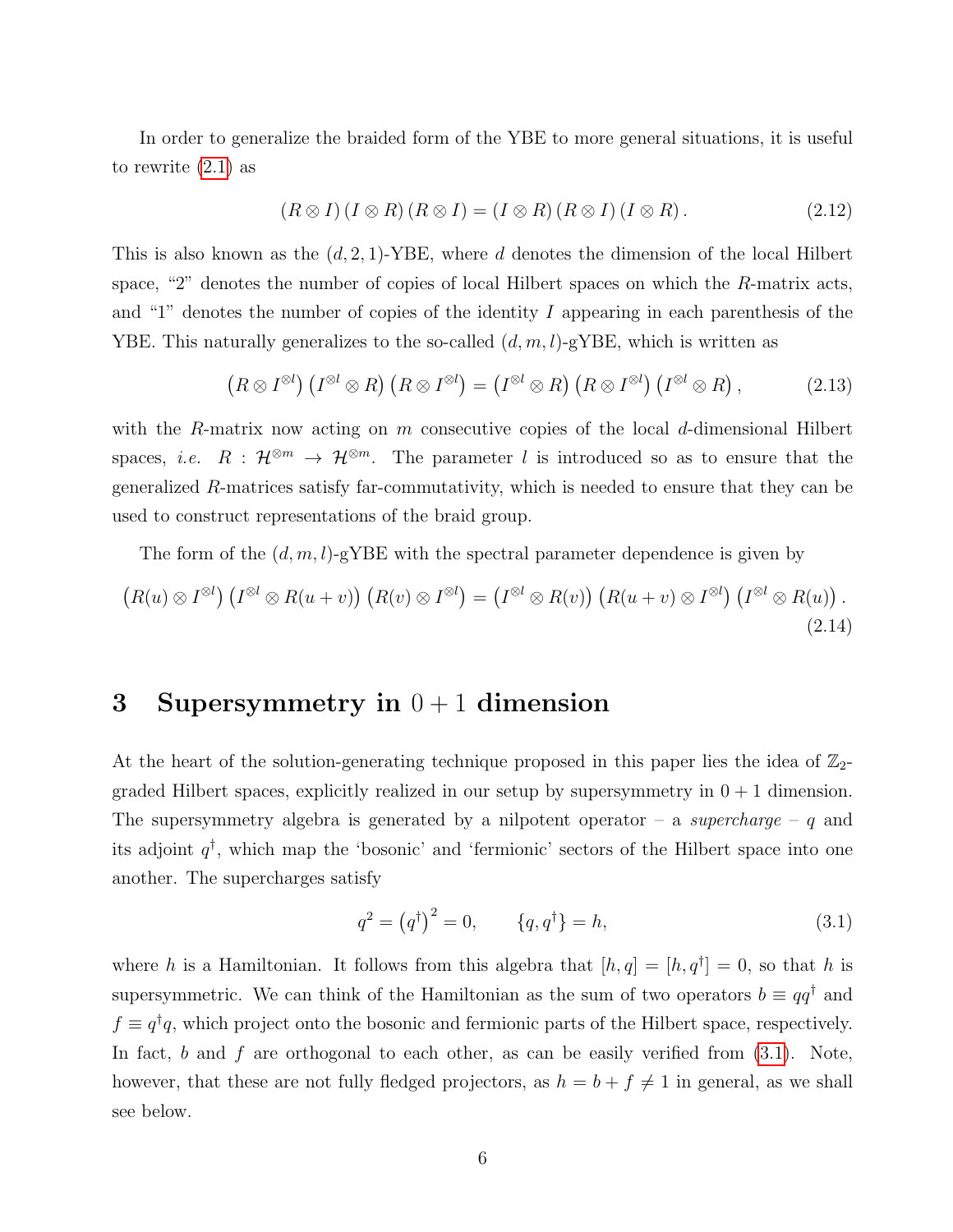In order to generalize the braided form of the YBE to more general situations, it is useful to rewrite (2.1) as

$$(R \otimes I)(I \otimes R)(R \otimes I) = (I \otimes R)(R \otimes I)(I \otimes R). \tag{2.12}$$

This is also known as the $(d, 2, 1)$-YBE, where $d$ denotes the dimension of the local Hilbert space, "2" denotes the number of copies of local Hilbert spaces on which the $R$-matrix acts, and "1" denotes the number of copies of the identity $I$ appearing in each parenthesis of the YBE. This naturally generalizes to the so-called $(d, m, l)$-gYBE, which is written as

$$\left(R \otimes I^{\otimes l}\right)\left(I^{\otimes l} \otimes R\right)\left(R \otimes I^{\otimes l}\right) = \left(I^{\otimes l} \otimes R\right)\left(R \otimes I^{\otimes l}\right)\left(I^{\otimes l} \otimes R\right), \tag{2.13}$$

with the $R$-matrix now acting on $m$ consecutive copies of the local $d$-dimensional Hilbert spaces, *i.e.* $R : \mathcal{H}^{\otimes m} \to \mathcal{H}^{\otimes m}$. The parameter $l$ is introduced so as to ensure that the generalized $R$-matrices satisfy far-commutativity, which is needed to ensure that they can be used to construct representations of the braid group.

The form of the $(d, m, l)$-gYBE with the spectral parameter dependence is given by

$$\left(R(u) \otimes I^{\otimes l}\right)\left(I^{\otimes l} \otimes R(u+v)\right)\left(R(v) \otimes I^{\otimes l}\right) = \left(I^{\otimes l} \otimes R(v)\right)\left(R(u+v) \otimes I^{\otimes l}\right)\left(I^{\otimes l} \otimes R(u)\right). \tag{2.14}$$

# 3 Supersymmetry in $0+1$ dimension

At the heart of the solution-generating technique proposed in this paper lies the idea of $\mathbb{Z}_2$-graded Hilbert spaces, explicitly realized in our setup by supersymmetry in $0+1$ dimension. The supersymmetry algebra is generated by a nilpotent operator – a *supercharge* – $q$ and its adjoint $q^\dagger$, which map the 'bosonic' and 'fermionic' sectors of the Hilbert space into one another. The supercharges satisfy

$$q^2 = \left(q^\dagger\right)^2 = 0, \qquad \{q, q^\dagger\} = h, \tag{3.1}$$

where $h$ is a Hamiltonian. It follows from this algebra that $[h, q] = [h, q^\dagger] = 0$, so that $h$ is supersymmetric. We can think of the Hamiltonian as the sum of two operators $b \equiv qq^\dagger$ and $f \equiv q^\dagger q$, which project onto the bosonic and fermionic parts of the Hilbert space, respectively. In fact, $b$ and $f$ are orthogonal to each other, as can be easily verified from (3.1). Note, however, that these are not fully fledged projectors, as $h = b + f \neq 1$ in general, as we shall see below.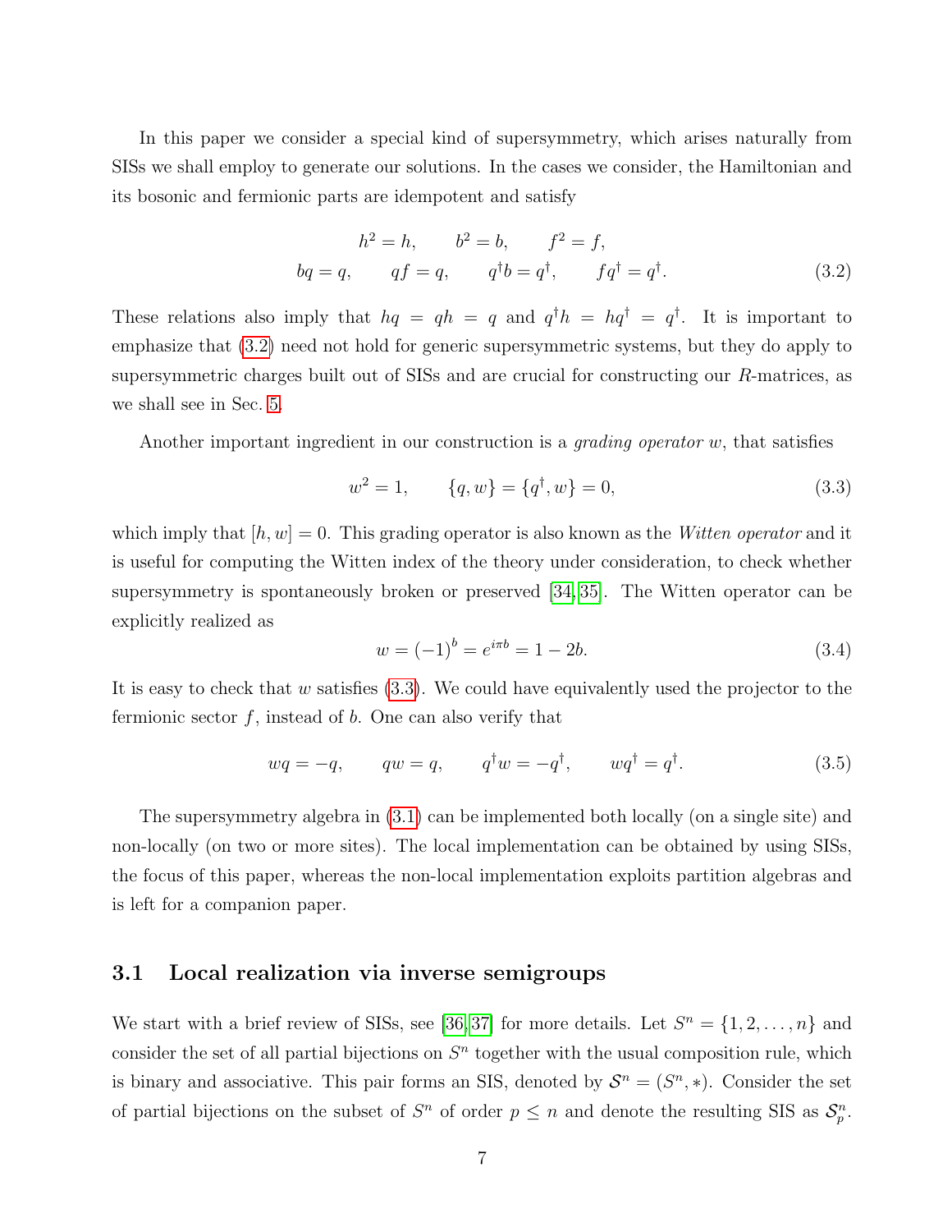In this paper we consider a special kind of supersymmetry, which arises naturally from SISs we shall employ to generate our solutions. In the cases we consider, the Hamiltonian and its bosonic and fermionic parts are idempotent and satisfy

$$\begin{aligned} h^2 = h, \qquad b^2 = b, \qquad f^2 = f, \\ bq = q, \qquad qf = q, \qquad q^\dagger b = q^\dagger, \qquad fq^\dagger = q^\dagger. \end{aligned} \tag{3.2}$$

These relations also imply that $hq = qh = q$ and $q^\dagger h = hq^\dagger = q^\dagger$. It is important to emphasize that (3.2) need not hold for generic supersymmetric systems, but they do apply to supersymmetric charges built out of SISs and are crucial for constructing our $R$-matrices, as we shall see in Sec. 5.

Another important ingredient in our construction is a *grading operator* $w$, that satisfies

$$w^2 = 1, \qquad \{q, w\} = \{q^\dagger, w\} = 0, \tag{3.3}$$

which imply that $[h, w] = 0$. This grading operator is also known as the *Witten operator* and it is useful for computing the Witten index of the theory under consideration, to check whether supersymmetry is spontaneously broken or preserved [34,35]. The Witten operator can be explicitly realized as

$$w = (-1)^b = e^{i\pi b} = 1 - 2b. \tag{3.4}$$

It is easy to check that $w$ satisfies (3.3). We could have equivalently used the projector to the fermionic sector $f$, instead of $b$. One can also verify that

$$wq = -q, \qquad qw = q, \qquad q^\dagger w = -q^\dagger, \qquad wq^\dagger = q^\dagger. \tag{3.5}$$

The supersymmetry algebra in (3.1) can be implemented both locally (on a single site) and non-locally (on two or more sites). The local implementation can be obtained by using SISs, the focus of this paper, whereas the non-local implementation exploits partition algebras and is left for a companion paper.

### 3.1 Local realization via inverse semigroups

We start with a brief review of SISs, see [36,37] for more details. Let $S^n = \{1, 2, \ldots, n\}$ and consider the set of all partial bijections on $S^n$ together with the usual composition rule, which is binary and associative. This pair forms an SIS, denoted by $\mathcal{S}^n = (S^n, *)$. Consider the set of partial bijections on the subset of $S^n$ of order $p \leq n$ and denote the resulting SIS as $\mathcal{S}^n_p$.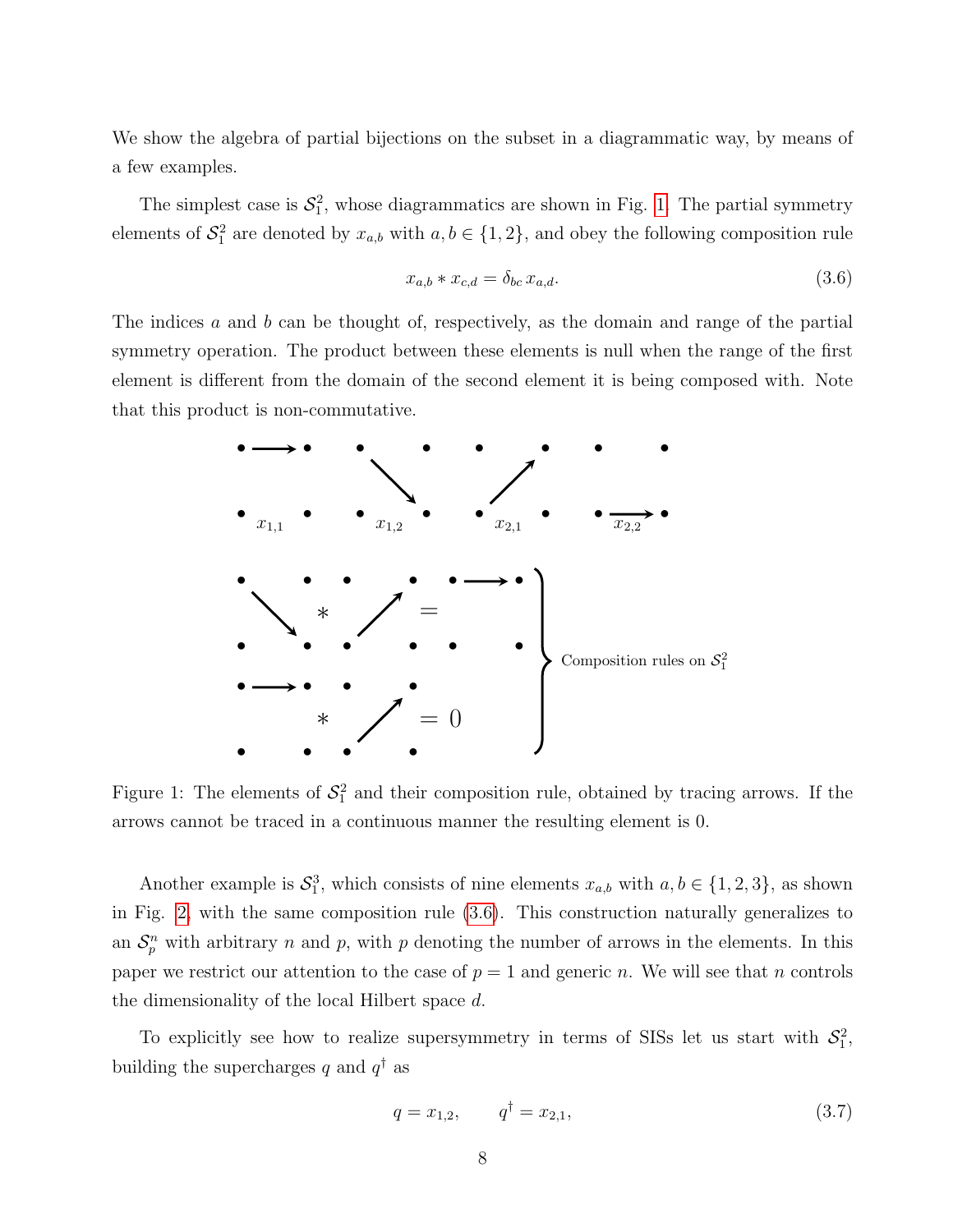We show the algebra of partial bijections on the subset in a diagrammatic way, by means of a few examples.

The simplest case is $\mathcal{S}_1^2$, whose diagrammatics are shown in Fig. 1. The partial symmetry elements of $\mathcal{S}_1^2$ are denoted by $x_{a,b}$ with $a, b \in \{1, 2\}$, and obey the following composition rule

$$x_{a,b} * x_{c,d} = \delta_{bc}\, x_{a,d}. \tag{3.6}$$

The indices $a$ and $b$ can be thought of, respectively, as the domain and range of the partial symmetry operation. The product between these elements is null when the range of the first element is different from the domain of the second element it is being composed with. Note that this product is non-commutative.

Figure 1: The elements of $\mathcal{S}_1^2$ and their composition rule, obtained by tracing arrows. If the arrows cannot be traced in a continuous manner the resulting element is 0.

Another example is $\mathcal{S}_1^3$, which consists of nine elements $x_{a,b}$ with $a, b \in \{1, 2, 3\}$, as shown in Fig. 2, with the same composition rule (3.6). This construction naturally generalizes to an $\mathcal{S}_p^n$ with arbitrary $n$ and $p$, with $p$ denoting the number of arrows in the elements. In this paper we restrict our attention to the case of $p = 1$ and generic $n$. We will see that $n$ controls the dimensionality of the local Hilbert space $d$.

To explicitly see how to realize supersymmetry in terms of SISs let us start with $\mathcal{S}_1^2$, building the supercharges $q$ and $q^\dagger$ as

$$q = x_{1,2}, \qquad q^\dagger = x_{2,1}, \tag{3.7}$$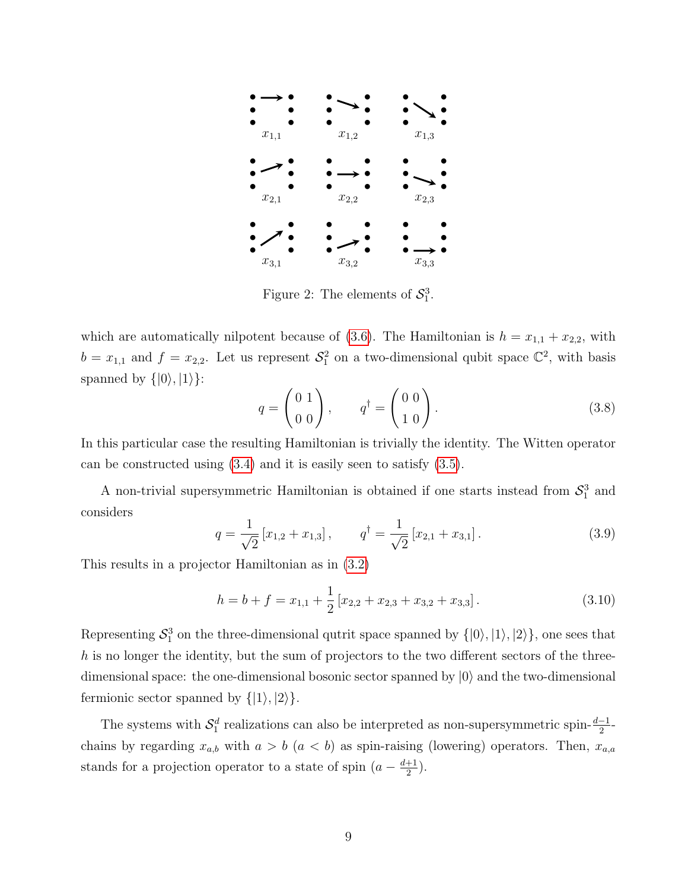Figure 2: The elements of $\mathcal{S}_1^3$.

which are automatically nilpotent because of (3.6). The Hamiltonian is $h = x_{1,1} + x_{2,2}$, with $b = x_{1,1}$ and $f = x_{2,2}$. Let us represent $\mathcal{S}_1^2$ on a two-dimensional qubit space $\mathbb{C}^2$, with basis spanned by $\{|0\rangle, |1\rangle\}$:

$$q = \begin{pmatrix} 0 & 1 \\ 0 & 0 \end{pmatrix}, \qquad q^\dagger = \begin{pmatrix} 0 & 0 \\ 1 & 0 \end{pmatrix}. \tag{3.8}$$

In this particular case the resulting Hamiltonian is trivially the identity. The Witten operator can be constructed using (3.4) and it is easily seen to satisfy (3.5).

A non-trivial supersymmetric Hamiltonian is obtained if one starts instead from $\mathcal{S}_1^3$ and considers

$$q = \frac{1}{\sqrt{2}}\left[x_{1,2} + x_{1,3}\right], \qquad q^\dagger = \frac{1}{\sqrt{2}}\left[x_{2,1} + x_{3,1}\right]. \tag{3.9}$$

This results in a projector Hamiltonian as in (3.2)

$$h = b + f = x_{1,1} + \frac{1}{2}\left[x_{2,2} + x_{2,3} + x_{3,2} + x_{3,3}\right]. \tag{3.10}$$

Representing $\mathcal{S}_1^3$ on the three-dimensional qutrit space spanned by $\{|0\rangle, |1\rangle, |2\rangle\}$, one sees that $h$ is no longer the identity, but the sum of projectors to the two different sectors of the three-dimensional space: the one-dimensional bosonic sector spanned by $|0\rangle$ and the two-dimensional fermionic sector spanned by $\{|1\rangle, |2\rangle\}$.

The systems with $\mathcal{S}_1^d$ realizations can also be interpreted as non-supersymmetric spin-$\frac{d-1}{2}$-chains by regarding $x_{a,b}$ with $a > b$ ($a < b$) as spin-raising (lowering) operators. Then, $x_{a,a}$ stands for a projection operator to a state of spin $(a - \frac{d+1}{2})$.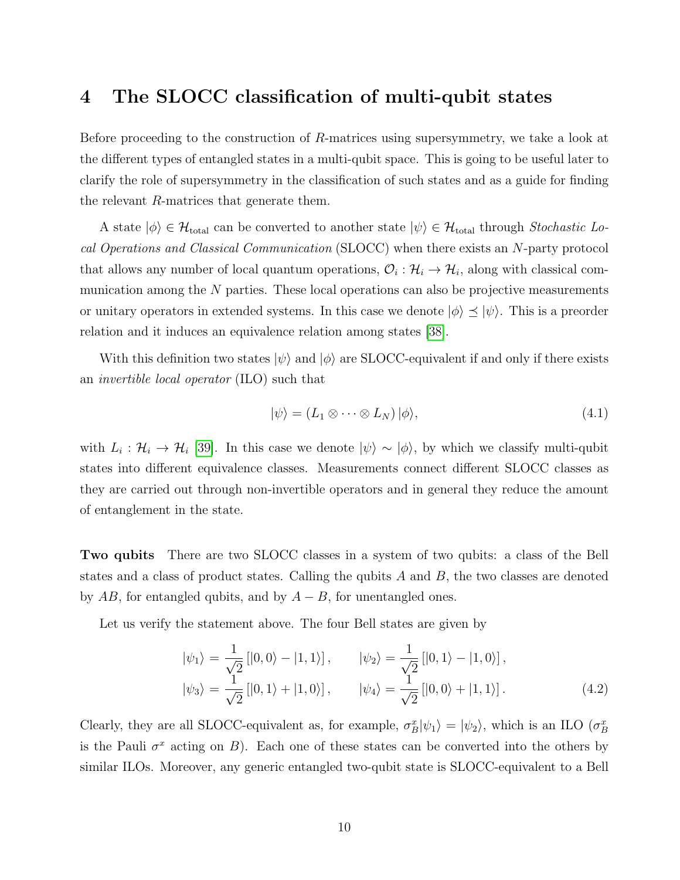# 4 The SLOCC classification of multi-qubit states

Before proceeding to the construction of $R$-matrices using supersymmetry, we take a look at the different types of entangled states in a multi-qubit space. This is going to be useful later to clarify the role of supersymmetry in the classification of such states and as a guide for finding the relevant $R$-matrices that generate them.

A state $|\phi\rangle \in \mathcal{H}_{\text{total}}$ can be converted to another state $|\psi\rangle \in \mathcal{H}_{\text{total}}$ through *Stochastic Local Operations and Classical Communication* (SLOCC) when there exists an $N$-party protocol that allows any number of local quantum operations, $\mathcal{O}_i : \mathcal{H}_i \to \mathcal{H}_i$, along with classical communication among the $N$ parties. These local operations can also be projective measurements or unitary operators in extended systems. In this case we denote $|\phi\rangle \preceq |\psi\rangle$. This is a preorder relation and it induces an equivalence relation among states [38].

With this definition two states $|\psi\rangle$ and $|\phi\rangle$ are SLOCC-equivalent if and only if there exists an *invertible local operator* (ILO) such that

$$|\psi\rangle = (L_1 \otimes \cdots \otimes L_N)\,|\phi\rangle, \tag{4.1}$$

with $L_i : \mathcal{H}_i \to \mathcal{H}_i$ [39]. In this case we denote $|\psi\rangle \sim |\phi\rangle$, by which we classify multi-qubit states into different equivalence classes. Measurements connect different SLOCC classes as they are carried out through non-invertible operators and in general they reduce the amount of entanglement in the state.

**Two qubits** There are two SLOCC classes in a system of two qubits: a class of the Bell states and a class of product states. Calling the qubits $A$ and $B$, the two classes are denoted by $AB$, for entangled qubits, and by $A - B$, for unentangled ones.

Let us verify the statement above. The four Bell states are given by

$$\begin{aligned} |\psi_1\rangle &= \frac{1}{\sqrt{2}}\left[|0,0\rangle - |1,1\rangle\right], \qquad |\psi_2\rangle = \frac{1}{\sqrt{2}}\left[|0,1\rangle - |1,0\rangle\right], \\ |\psi_3\rangle &= \frac{1}{\sqrt{2}}\left[|0,1\rangle + |1,0\rangle\right], \qquad |\psi_4\rangle = \frac{1}{\sqrt{2}}\left[|0,0\rangle + |1,1\rangle\right]. \end{aligned} \tag{4.2}$$

Clearly, they are all SLOCC-equivalent as, for example, $\sigma^x_B|\psi_1\rangle = |\psi_2\rangle$, which is an ILO ($\sigma^x_B$ is the Pauli $\sigma^x$ acting on $B$). Each one of these states can be converted into the others by similar ILOs. Moreover, any generic entangled two-qubit state is SLOCC-equivalent to a Bell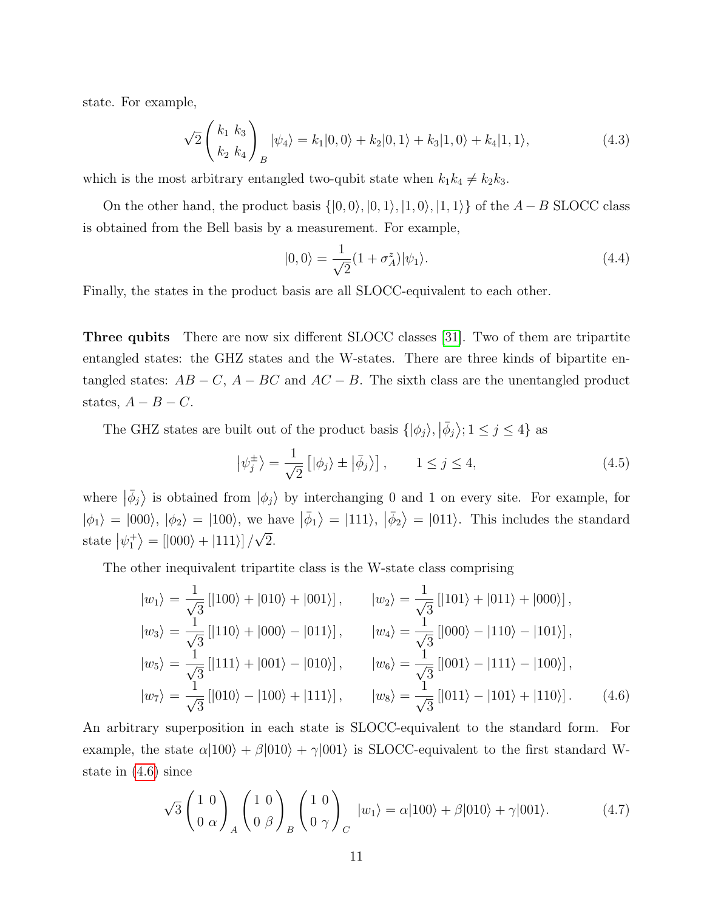state. For example,

$$\sqrt{2}\begin{pmatrix} k_1 & k_3 \\ k_2 & k_4 \end{pmatrix}_B |\psi_4\rangle = k_1|0,0\rangle + k_2|0,1\rangle + k_3|1,0\rangle + k_4|1,1\rangle, \tag{4.3}$$

which is the most arbitrary entangled two-qubit state when $k_1 k_4 \neq k_2 k_3$.

On the other hand, the product basis $\{|0,0\rangle, |0,1\rangle, |1,0\rangle, |1,1\rangle\}$ of the $A-B$ SLOCC class is obtained from the Bell basis by a measurement. For example,

$$|0,0\rangle = \frac{1}{\sqrt{2}}(1+\sigma_A^z)|\psi_1\rangle. \tag{4.4}$$

Finally, the states in the product basis are all SLOCC-equivalent to each other.

**Three qubits** There are now six different SLOCC classes [31]. Two of them are tripartite entangled states: the GHZ states and the W-states. There are three kinds of bipartite entangled states: $AB-C$, $A-BC$ and $AC-B$. The sixth class are the unentangled product states, $A-B-C$.

The GHZ states are built out of the product basis $\{|\phi_j\rangle, |\bar{\phi}_j\rangle; 1 \leq j \leq 4\}$ as

$$|\psi_j^{\pm}\rangle = \frac{1}{\sqrt{2}}\left[|\phi_j\rangle \pm |\bar{\phi}_j\rangle\right], \qquad 1 \leq j \leq 4, \tag{4.5}$$

where $|\bar{\phi}_j\rangle$ is obtained from $|\phi_j\rangle$ by interchanging 0 and 1 on every site. For example, for $|\phi_1\rangle = |000\rangle$, $|\phi_2\rangle = |100\rangle$, we have $|\bar{\phi}_1\rangle = |111\rangle$, $|\bar{\phi}_2\rangle = |011\rangle$. This includes the standard state $|\psi_1^+\rangle = [|000\rangle + |111\rangle]/\sqrt{2}$.

The other inequivalent tripartite class is the W-state class comprising

$$\begin{aligned}
|w_1\rangle &= \frac{1}{\sqrt{3}}\left[|100\rangle + |010\rangle + |001\rangle\right], & |w_2\rangle &= \frac{1}{\sqrt{3}}\left[|101\rangle + |011\rangle + |000\rangle\right], \\
|w_3\rangle &= \frac{1}{\sqrt{3}}\left[|110\rangle + |000\rangle - |011\rangle\right], & |w_4\rangle &= \frac{1}{\sqrt{3}}\left[|000\rangle - |110\rangle - |101\rangle\right], \\
|w_5\rangle &= \frac{1}{\sqrt{3}}\left[|111\rangle + |001\rangle - |010\rangle\right], & |w_6\rangle &= \frac{1}{\sqrt{3}}\left[|001\rangle - |111\rangle - |100\rangle\right], \\
|w_7\rangle &= \frac{1}{\sqrt{3}}\left[|010\rangle - |100\rangle + |111\rangle\right], & |w_8\rangle &= \frac{1}{\sqrt{3}}\left[|011\rangle - |101\rangle + |110\rangle\right].
\end{aligned} \tag{4.6}$$

An arbitrary superposition in each state is SLOCC-equivalent to the standard form. For example, the state $\alpha|100\rangle + \beta|010\rangle + \gamma|001\rangle$ is SLOCC-equivalent to the first standard W-state in (4.6) since

$$\sqrt{3}\begin{pmatrix} 1 & 0 \\ 0 & \alpha \end{pmatrix}_A \begin{pmatrix} 1 & 0 \\ 0 & \beta \end{pmatrix}_B \begin{pmatrix} 1 & 0 \\ 0 & \gamma \end{pmatrix}_C |w_1\rangle = \alpha|100\rangle + \beta|010\rangle + \gamma|001\rangle. \tag{4.7}$$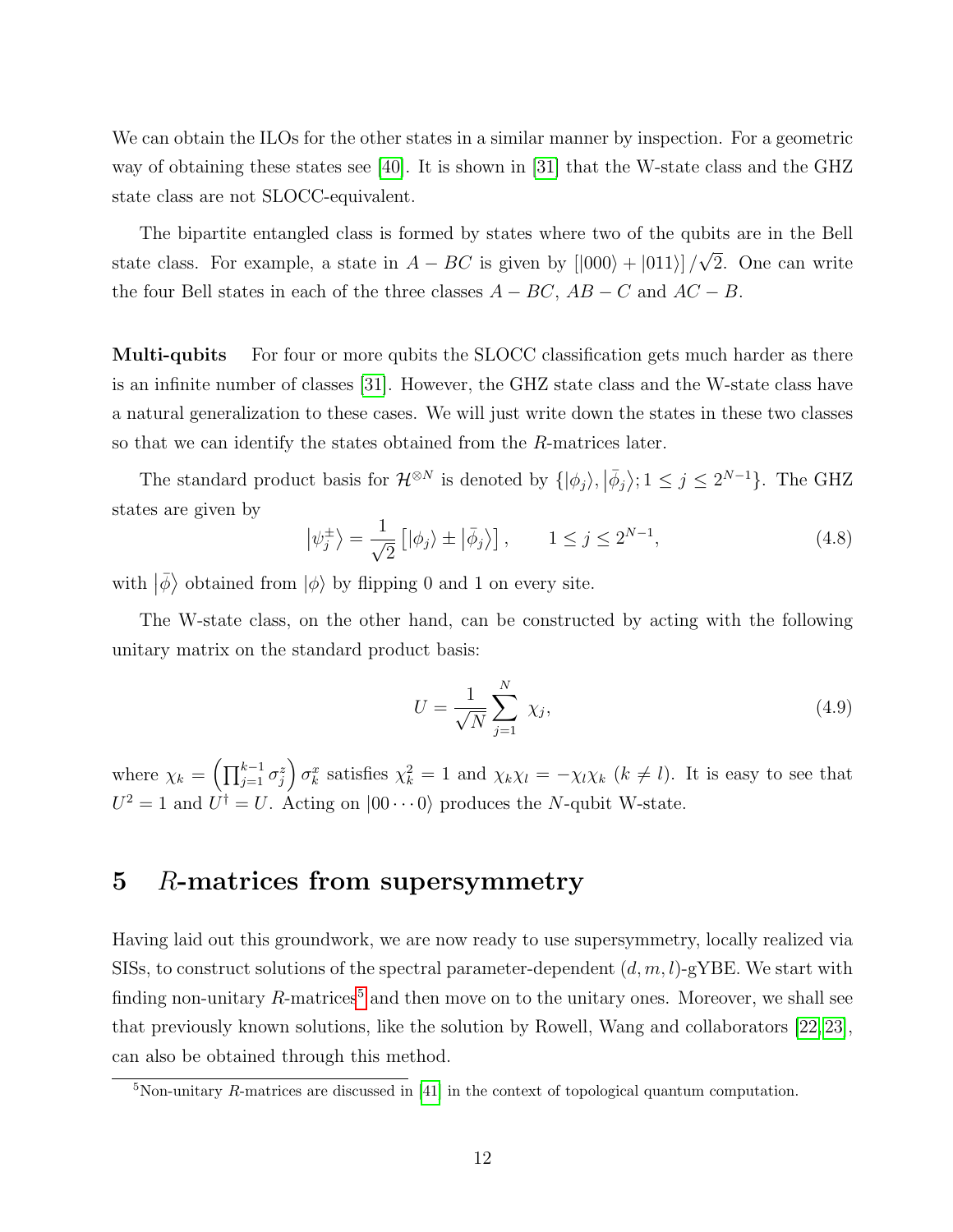We can obtain the ILOs for the other states in a similar manner by inspection. For a geometric way of obtaining these states see [40]. It is shown in [31] that the W-state class and the GHZ state class are not SLOCC-equivalent.

The bipartite entangled class is formed by states where two of the qubits are in the Bell state class. For example, a state in $A-BC$ is given by $\left[|000\rangle + |011\rangle\right]/\sqrt{2}$. One can write the four Bell states in each of the three classes $A-BC$, $AB-C$ and $AC-B$.

**Multi-qubits** For four or more qubits the SLOCC classification gets much harder as there is an infinite number of classes [31]. However, the GHZ state class and the W-state class have a natural generalization to these cases. We will just write down the states in these two classes so that we can identify the states obtained from the $R$-matrices later.

The standard product basis for $\mathcal{H}^{\otimes N}$ is denoted by $\{|\phi_j\rangle, |\bar{\phi}_j\rangle; 1 \leq j \leq 2^{N-1}\}$. The GHZ states are given by

$$\left|\psi_j^{\pm}\right\rangle = \frac{1}{\sqrt{2}}\left[|\phi_j\rangle \pm |\bar{\phi}_j\rangle\right], \qquad 1 \leq j \leq 2^{N-1}, \tag{4.8}$$

with $|\bar{\phi}\rangle$ obtained from $|\phi\rangle$ by flipping 0 and 1 on every site.

The W-state class, on the other hand, can be constructed by acting with the following unitary matrix on the standard product basis:

$$U = \frac{1}{\sqrt{N}}\sum_{j=1}^{N} \chi_j, \tag{4.9}$$

where $\chi_k = \left(\prod_{j=1}^{k-1}\sigma_j^z\right)\sigma_k^x$ satisfies $\chi_k^2 = 1$ and $\chi_k\chi_l = -\chi_l\chi_k$ ($k \neq l$). It is easy to see that $U^2 = 1$ and $U^\dagger = U$. Acting on $|00\cdots 0\rangle$ produces the $N$-qubit W-state.

## 5 $R$-matrices from supersymmetry

Having laid out this groundwork, we are now ready to use supersymmetry, locally realized via SISs, to construct solutions of the spectral parameter-dependent $(d, m, l)$-gYBE. We start with finding non-unitary $R$-matrices[5] and then move on to the unitary ones. Moreover, we shall see that previously known solutions, like the solution by Rowell, Wang and collaborators [22, 23], can also be obtained through this method.

[5] Non-unitary $R$-matrices are discussed in [41] in the context of topological quantum computation.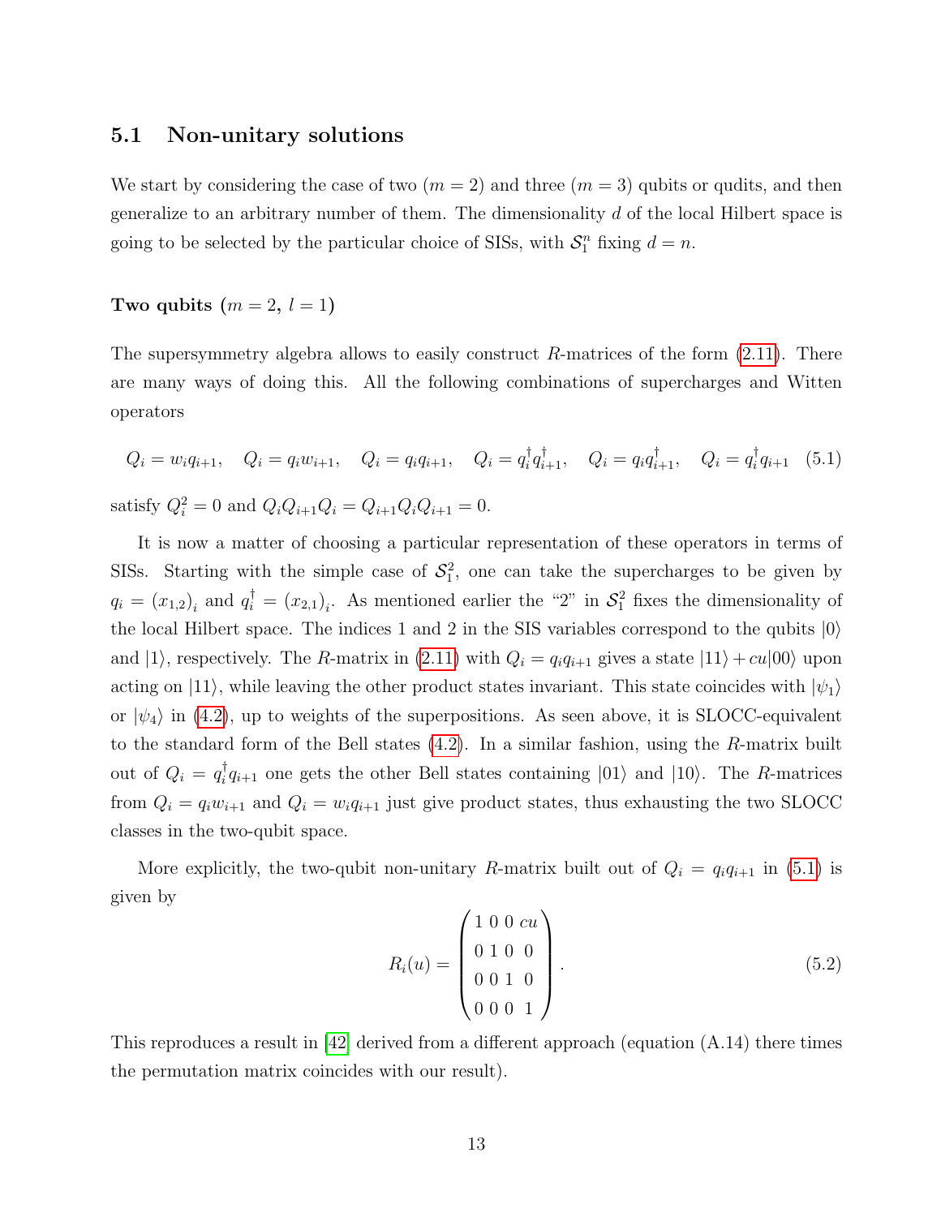### 5.1 Non-unitary solutions

We start by considering the case of two ($m = 2$) and three ($m = 3$) qubits or qudits, and then generalize to an arbitrary number of them. The dimensionality $d$ of the local Hilbert space is going to be selected by the particular choice of SISs, with $\mathcal{S}_1^n$ fixing $d = n$.

**Two qubits ($m = 2$, $l = 1$)**

The supersymmetry algebra allows to easily construct $R$-matrices of the form (2.11). There are many ways of doing this. All the following combinations of supercharges and Witten operators

$$Q_i = w_i q_{i+1}, \quad Q_i = q_i w_{i+1}, \quad Q_i = q_i q_{i+1}, \quad Q_i = q_i^\dagger q_{i+1}^\dagger, \quad Q_i = q_i q_{i+1}^\dagger, \quad Q_i = q_i^\dagger q_{i+1} \quad (5.1)$$

satisfy $Q_i^2 = 0$ and $Q_i Q_{i+1} Q_i = Q_{i+1} Q_i Q_{i+1} = 0$.

It is now a matter of choosing a particular representation of these operators in terms of SISs. Starting with the simple case of $\mathcal{S}_1^2$, one can take the supercharges to be given by $q_i = (x_{1,2})_i$ and $q_i^\dagger = (x_{2,1})_i$. As mentioned earlier the "2" in $\mathcal{S}_1^2$ fixes the dimensionality of the local Hilbert space. The indices 1 and 2 in the SIS variables correspond to the qubits $|0\rangle$ and $|1\rangle$, respectively. The $R$-matrix in (2.11) with $Q_i = q_i q_{i+1}$ gives a state $|11\rangle + cu|00\rangle$ upon acting on $|11\rangle$, while leaving the other product states invariant. This state coincides with $|\psi_1\rangle$ or $|\psi_4\rangle$ in (4.2), up to weights of the superpositions. As seen above, it is SLOCC-equivalent to the standard form of the Bell states (4.2). In a similar fashion, using the $R$-matrix built out of $Q_i = q_i^\dagger q_{i+1}$ one gets the other Bell states containing $|01\rangle$ and $|10\rangle$. The $R$-matrices from $Q_i = q_i w_{i+1}$ and $Q_i = w_i q_{i+1}$ just give product states, thus exhausting the two SLOCC classes in the two-qubit space.

More explicitly, the two-qubit non-unitary $R$-matrix built out of $Q_i = q_i q_{i+1}$ in (5.1) is given by

$$R_i(u) = \begin{pmatrix} 1 & 0 & 0 & cu \\ 0 & 1 & 0 & 0 \\ 0 & 0 & 1 & 0 \\ 0 & 0 & 0 & 1 \end{pmatrix}. \quad (5.2)$$

This reproduces a result in [42] derived from a different approach (equation (A.14) there times the permutation matrix coincides with our result).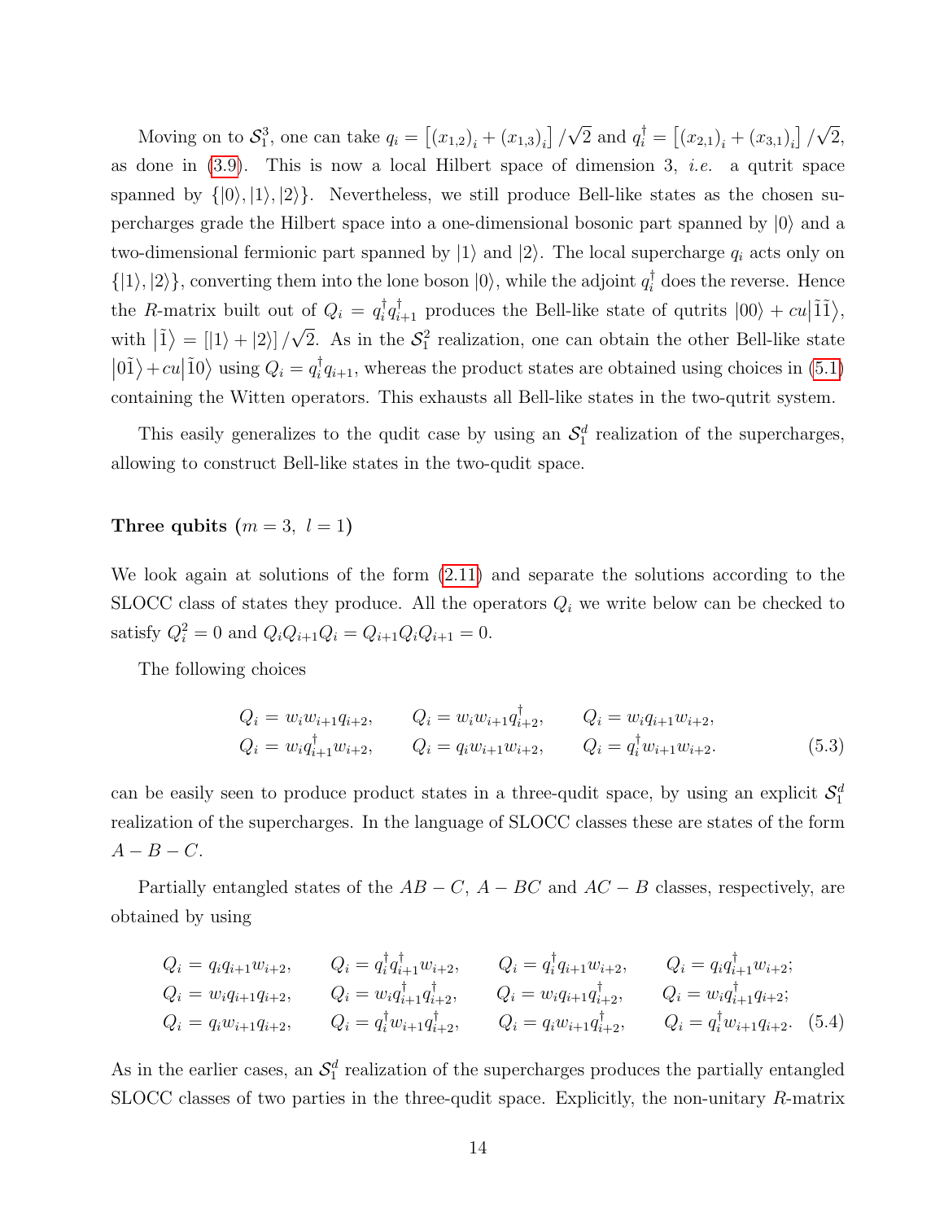Moving on to $\mathcal{S}_1^3$, one can take $q_i = \left[(x_{1,2})_i + (x_{1,3})_i\right]/\sqrt{2}$ and $q_i^\dagger = \left[(x_{2,1})_i + (x_{3,1})_i\right]/\sqrt{2}$, as done in (3.9). This is now a local Hilbert space of dimension 3, *i.e.* a qutrit space spanned by $\{|0\rangle, |1\rangle, |2\rangle\}$. Nevertheless, we still produce Bell-like states as the chosen supercharges grade the Hilbert space into a one-dimensional bosonic part spanned by $|0\rangle$ and a two-dimensional fermionic part spanned by $|1\rangle$ and $|2\rangle$. The local supercharge $q_i$ acts only on $\{|1\rangle, |2\rangle\}$, converting them into the lone boson $|0\rangle$, while the adjoint $q_i^\dagger$ does the reverse. Hence the $R$-matrix built out of $Q_i = q_i^\dagger q_{i+1}^\dagger$ produces the Bell-like state of qutrits $|00\rangle + cu\big|\tilde{1}\tilde{1}\big\rangle$, with $\big|\tilde{1}\big\rangle = \left[|1\rangle + |2\rangle\right]/\sqrt{2}$. As in the $\mathcal{S}_1^2$ realization, one can obtain the other Bell-like state $\big|0\tilde{1}\big\rangle + cu\big|\tilde{1}0\big\rangle$ using $Q_i = q_i^\dagger q_{i+1}$, whereas the product states are obtained using choices in (5.1) containing the Witten operators. This exhausts all Bell-like states in the two-qutrit system.

This easily generalizes to the qudit case by using an $\mathcal{S}_1^d$ realization of the supercharges, allowing to construct Bell-like states in the two-qudit space.

**Three qubits** ($m = 3,\ l = 1$)

We look again at solutions of the form (2.11) and separate the solutions according to the SLOCC class of states they produce. All the operators $Q_i$ we write below can be checked to satisfy $Q_i^2 = 0$ and $Q_i Q_{i+1} Q_i = Q_{i+1} Q_i Q_{i+1} = 0$.

The following choices

$$
\begin{aligned}
&Q_i = w_i w_{i+1} q_{i+2}, \qquad Q_i = w_i w_{i+1} q_{i+2}^\dagger, \qquad Q_i = w_i q_{i+1} w_{i+2}, \\
&Q_i = w_i q_{i+1}^\dagger w_{i+2}, \qquad Q_i = q_i w_{i+1} w_{i+2}, \qquad Q_i = q_i^\dagger w_{i+1} w_{i+2}.
\end{aligned}
\tag{5.3}
$$

can be easily seen to produce product states in a three-qudit space, by using an explicit $\mathcal{S}_1^d$ realization of the supercharges. In the language of SLOCC classes these are states of the form $A-B-C$.

Partially entangled states of the $AB-C$, $A-BC$ and $AC-B$ classes, respectively, are obtained by using

$$
\begin{aligned}
&Q_i = q_i q_{i+1} w_{i+2}, \qquad Q_i = q_i^\dagger q_{i+1}^\dagger w_{i+2}, \qquad Q_i = q_i^\dagger q_{i+1} w_{i+2}, \qquad Q_i = q_i q_{i+1}^\dagger w_{i+2}; \\
&Q_i = w_i q_{i+1} q_{i+2}, \qquad Q_i = w_i q_{i+1}^\dagger q_{i+2}^\dagger, \qquad Q_i = w_i q_{i+1} q_{i+2}^\dagger, \qquad Q_i = w_i q_{i+1}^\dagger q_{i+2}; \\
&Q_i = q_i w_{i+1} q_{i+2}, \qquad Q_i = q_i^\dagger w_{i+1} q_{i+2}^\dagger, \qquad Q_i = q_i w_{i+1} q_{i+2}^\dagger, \qquad Q_i = q_i^\dagger w_{i+1} q_{i+2}.
\end{aligned}
\tag{5.4}
$$

As in the earlier cases, an $\mathcal{S}_1^d$ realization of the supercharges produces the partially entangled SLOCC classes of two parties in the three-qudit space. Explicitly, the non-unitary $R$-matrix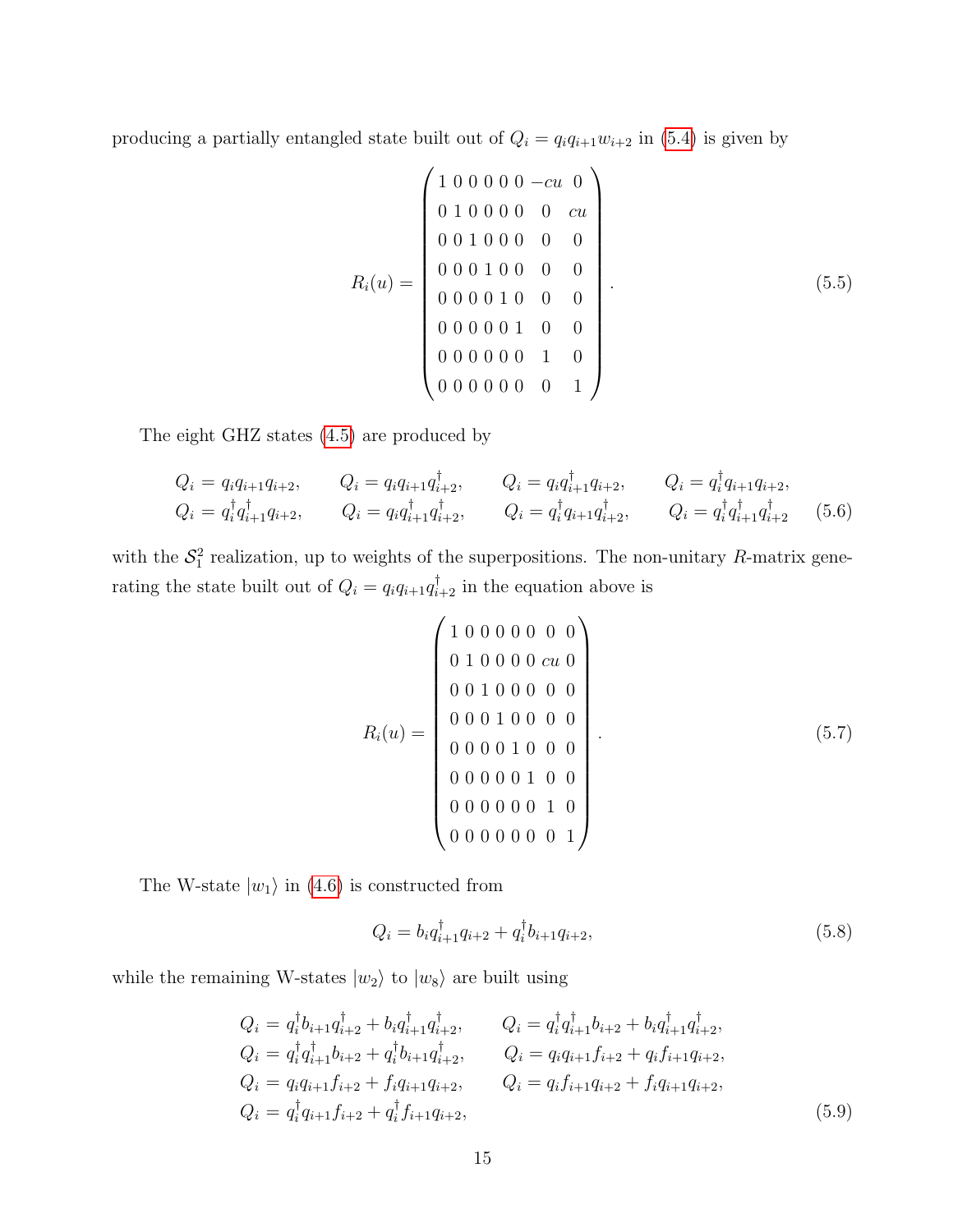producing a partially entangled state built out of $Q_i = q_i q_{i+1} w_{i+2}$ in (5.4) is given by

$$R_i(u) = \begin{pmatrix} 1 & 0 & 0 & 0 & 0 & 0 & -cu & 0 \\ 0 & 1 & 0 & 0 & 0 & 0 & 0 & cu \\ 0 & 0 & 1 & 0 & 0 & 0 & 0 & 0 \\ 0 & 0 & 0 & 1 & 0 & 0 & 0 & 0 \\ 0 & 0 & 0 & 0 & 1 & 0 & 0 & 0 \\ 0 & 0 & 0 & 0 & 0 & 1 & 0 & 0 \\ 0 & 0 & 0 & 0 & 0 & 0 & 1 & 0 \\ 0 & 0 & 0 & 0 & 0 & 0 & 0 & 1 \end{pmatrix}. \tag{5.5}$$

The eight GHZ states (4.5) are produced by

$$\begin{aligned} &Q_i = q_i q_{i+1} q_{i+2}, \qquad Q_i = q_i q_{i+1} q_{i+2}^\dagger, \qquad Q_i = q_i q_{i+1}^\dagger q_{i+2}, \qquad Q_i = q_i^\dagger q_{i+1} q_{i+2}, \\ &Q_i = q_i^\dagger q_{i+1}^\dagger q_{i+2}, \qquad Q_i = q_i q_{i+1}^\dagger q_{i+2}^\dagger, \qquad Q_i = q_i^\dagger q_{i+1} q_{i+2}^\dagger, \qquad Q_i = q_i^\dagger q_{i+1}^\dagger q_{i+2}^\dagger \end{aligned} \tag{5.6}$$

with the $\mathcal{S}_1^2$ realization, up to weights of the superpositions. The non-unitary $R$-matrix generating the state built out of $Q_i = q_i q_{i+1} q_{i+2}^\dagger$ in the equation above is

$$R_i(u) = \begin{pmatrix} 1 & 0 & 0 & 0 & 0 & 0 & 0 & 0 \\ 0 & 1 & 0 & 0 & 0 & 0 & cu & 0 \\ 0 & 0 & 1 & 0 & 0 & 0 & 0 & 0 \\ 0 & 0 & 0 & 1 & 0 & 0 & 0 & 0 \\ 0 & 0 & 0 & 0 & 1 & 0 & 0 & 0 \\ 0 & 0 & 0 & 0 & 0 & 1 & 0 & 0 \\ 0 & 0 & 0 & 0 & 0 & 0 & 1 & 0 \\ 0 & 0 & 0 & 0 & 0 & 0 & 0 & 1 \end{pmatrix}. \tag{5.7}$$

The W-state $|w_1\rangle$ in (4.6) is constructed from

$$Q_i = b_i q_{i+1}^\dagger q_{i+2} + q_i^\dagger b_{i+1} q_{i+2}, \tag{5.8}$$

while the remaining W-states $|w_2\rangle$ to $|w_8\rangle$ are built using

$$\begin{aligned} Q_i &= q_i^\dagger b_{i+1} q_{i+2}^\dagger + b_i q_{i+1}^\dagger q_{i+2}^\dagger, \qquad Q_i = q_i^\dagger q_{i+1}^\dagger b_{i+2} + b_i q_{i+1}^\dagger q_{i+2}^\dagger, \\ Q_i &= q_i^\dagger q_{i+1}^\dagger b_{i+2} + q_i^\dagger b_{i+1} q_{i+2}^\dagger, \qquad Q_i = q_i q_{i+1} f_{i+2} + q_i f_{i+1} q_{i+2}, \\ Q_i &= q_i q_{i+1} f_{i+2} + f_i q_{i+1} q_{i+2}, \qquad Q_i = q_i f_{i+1} q_{i+2} + f_i q_{i+1} q_{i+2}, \\ Q_i &= q_i^\dagger q_{i+1} f_{i+2} + q_i^\dagger f_{i+1} q_{i+2}, \end{aligned} \tag{5.9}$$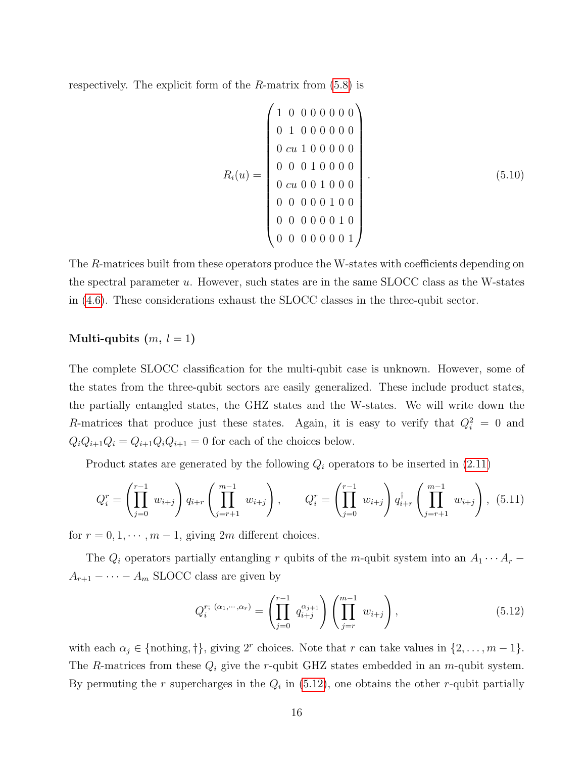respectively. The explicit form of the $R$-matrix from (5.8) is

$$
R_i(u) = \begin{pmatrix}
1 & 0 & 0 & 0 & 0 & 0 & 0 & 0 \\
0 & 1 & 0 & 0 & 0 & 0 & 0 & 0 \\
0 & cu & 1 & 0 & 0 & 0 & 0 & 0 \\
0 & 0 & 0 & 1 & 0 & 0 & 0 & 0 \\
0 & cu & 0 & 0 & 1 & 0 & 0 & 0 \\
0 & 0 & 0 & 0 & 0 & 1 & 0 & 0 \\
0 & 0 & 0 & 0 & 0 & 0 & 1 & 0 \\
0 & 0 & 0 & 0 & 0 & 0 & 0 & 1
\end{pmatrix}. \tag{5.10}
$$

The $R$-matrices built from these operators produce the W-states with coefficients depending on the spectral parameter $u$. However, such states are in the same SLOCC class as the W-states in (4.6). These considerations exhaust the SLOCC classes in the three-qubit sector.

**Multi-qubits ($m$, $l = 1$)**

The complete SLOCC classification for the multi-qubit case is unknown. However, some of the states from the three-qubit sectors are easily generalized. These include product states, the partially entangled states, the GHZ states and the W-states. We will write down the $R$-matrices that produce just these states. Again, it is easy to verify that $Q_i^2 = 0$ and $Q_iQ_{i+1}Q_i = Q_{i+1}Q_iQ_{i+1} = 0$ for each of the choices below.

Product states are generated by the following $Q_i$ operators to be inserted in (2.11)

$$
Q_i^r = \left(\prod_{j=0}^{r-1} w_{i+j}\right) q_{i+r} \left(\prod_{j=r+1}^{m-1} w_{i+j}\right), \qquad Q_i^r = \left(\prod_{j=0}^{r-1} w_{i+j}\right) q_{i+r}^\dagger \left(\prod_{j=r+1}^{m-1} w_{i+j}\right), \tag{5.11}
$$

for $r = 0, 1, \cdots, m-1$, giving $2m$ different choices.

The $Q_i$ operators partially entangling $r$ qubits of the $m$-qubit system into an $A_1 \cdots A_r - A_{r+1} - \cdots - A_m$ SLOCC class are given by

$$
Q_i^{r;\,(\alpha_1,\cdots,\alpha_r)} = \left(\prod_{j=0}^{r-1} q_{i+j}^{\alpha_{j+1}}\right) \left(\prod_{j=r}^{m-1} w_{i+j}\right), \tag{5.12}
$$

with each $\alpha_j \in \{\text{nothing}, \dagger\}$, giving $2^r$ choices. Note that $r$ can take values in $\{2, \ldots, m-1\}$. The $R$-matrices from these $Q_i$ give the $r$-qubit GHZ states embedded in an $m$-qubit system. By permuting the $r$ supercharges in the $Q_i$ in (5.12), one obtains the other $r$-qubit partially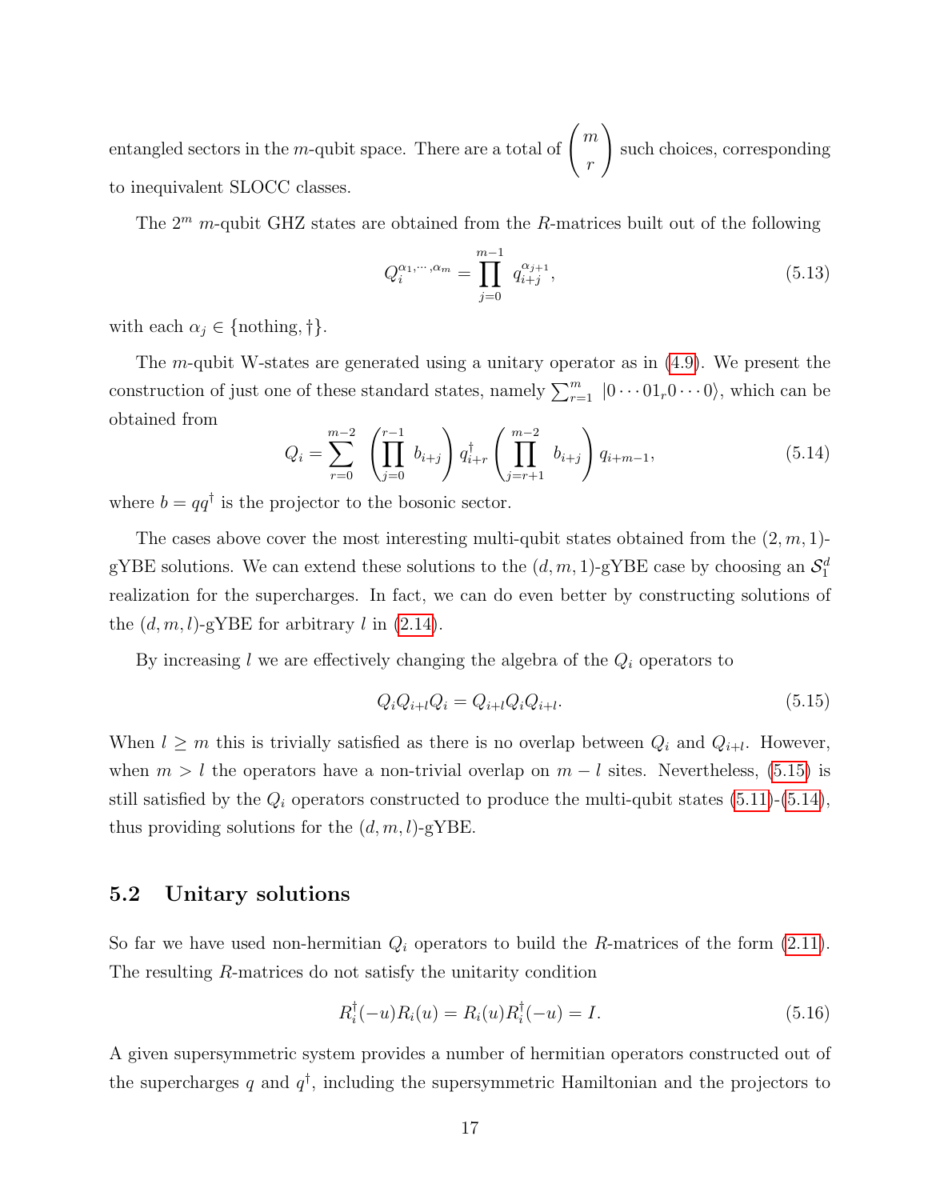entangled sectors in the $m$-qubit space. There are a total of $\begin{pmatrix} m \\ r \end{pmatrix}$ such choices, corresponding to inequivalent SLOCC classes.

The $2^m$ $m$-qubit GHZ states are obtained from the $R$-matrices built out of the following

$$Q_i^{\alpha_1,\cdots,\alpha_m} = \prod_{j=0}^{m-1} q_{i+j}^{\alpha_{j+1}}, \tag{5.13}$$

with each $\alpha_j \in \{\text{nothing}, \dagger\}$.

The $m$-qubit W-states are generated using a unitary operator as in (4.9). We present the construction of just one of these standard states, namely $\sum_{r=1}^{m} |0\cdots 01_r 0\cdots 0\rangle$, which can be obtained from

$$Q_i = \sum_{r=0}^{m-2} \left(\prod_{j=0}^{r-1} b_{i+j}\right) q_{i+r}^\dagger \left(\prod_{j=r+1}^{m-2} b_{i+j}\right) q_{i+m-1}, \tag{5.14}$$

where $b = qq^\dagger$ is the projector to the bosonic sector.

The cases above cover the most interesting multi-qubit states obtained from the $(2, m, 1)$-gYBE solutions. We can extend these solutions to the $(d, m, 1)$-gYBE case by choosing an $\mathcal{S}_1^d$ realization for the supercharges. In fact, we can do even better by constructing solutions of the $(d, m, l)$-gYBE for arbitrary $l$ in (2.14).

By increasing $l$ we are effectively changing the algebra of the $Q_i$ operators to

$$Q_i Q_{i+l} Q_i = Q_{i+l} Q_i Q_{i+l}. \tag{5.15}$$

When $l \geq m$ this is trivially satisfied as there is no overlap between $Q_i$ and $Q_{i+l}$. However, when $m > l$ the operators have a non-trivial overlap on $m - l$ sites. Nevertheless, (5.15) is still satisfied by the $Q_i$ operators constructed to produce the multi-qubit states (5.11)-(5.14), thus providing solutions for the $(d, m, l)$-gYBE.

## 5.2 Unitary solutions

So far we have used non-hermitian $Q_i$ operators to build the $R$-matrices of the form (2.11). The resulting $R$-matrices do not satisfy the unitarity condition

$$R_i^\dagger(-u) R_i(u) = R_i(u) R_i^\dagger(-u) = I. \tag{5.16}$$

A given supersymmetric system provides a number of hermitian operators constructed out of the supercharges $q$ and $q^\dagger$, including the supersymmetric Hamiltonian and the projectors to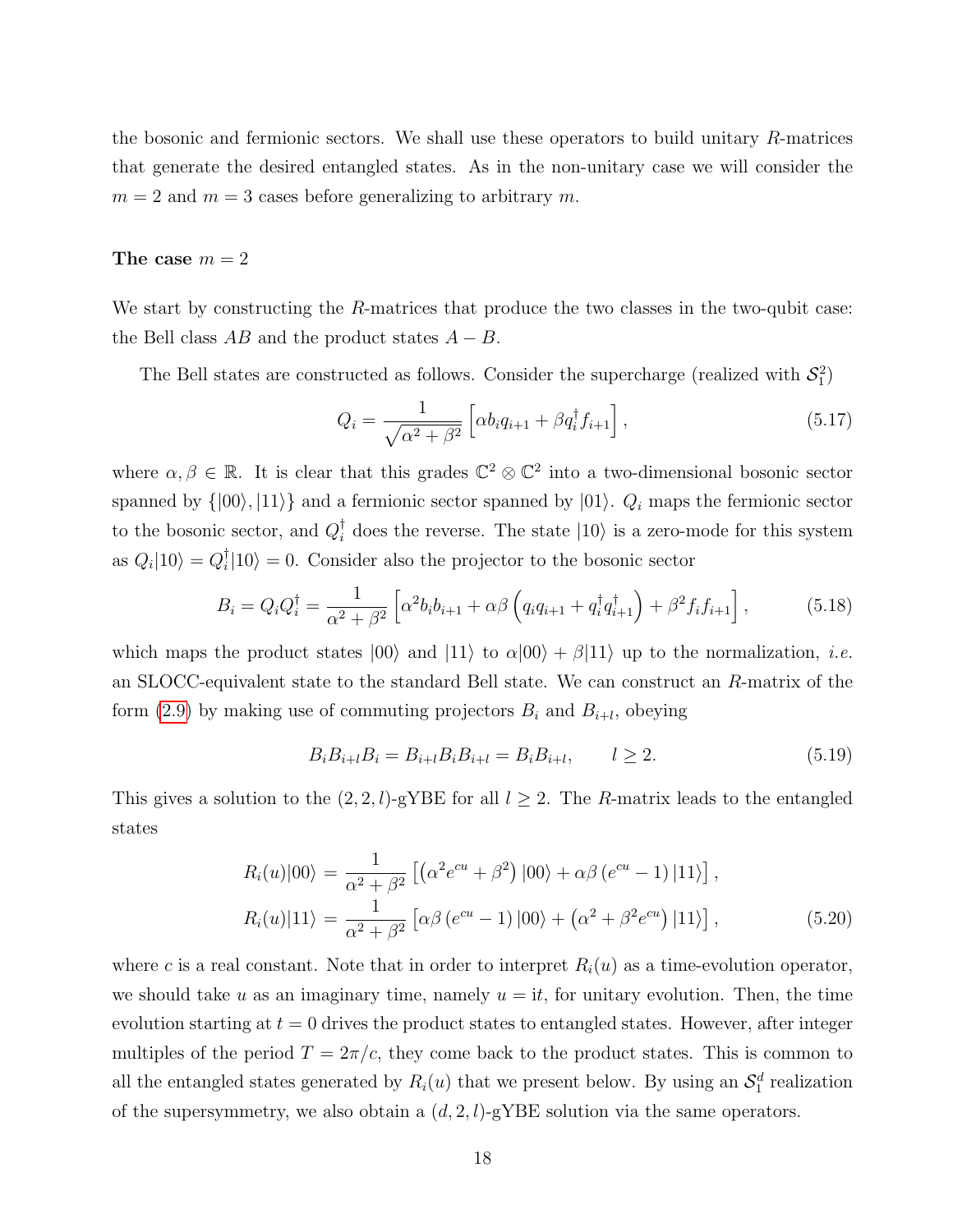the bosonic and fermionic sectors. We shall use these operators to build unitary $R$-matrices that generate the desired entangled states. As in the non-unitary case we will consider the $m = 2$ and $m = 3$ cases before generalizing to arbitrary $m$.

**The case $m = 2$**

We start by constructing the $R$-matrices that produce the two classes in the two-qubit case: the Bell class $AB$ and the product states $A - B$.

The Bell states are constructed as follows. Consider the supercharge (realized with $\mathcal{S}_1^2$)

$$Q_i = \frac{1}{\sqrt{\alpha^2 + \beta^2}} \left[ \alpha b_i q_{i+1} + \beta q_i^\dagger f_{i+1} \right], \tag{5.17}$$

where $\alpha, \beta \in \mathbb{R}$. It is clear that this grades $\mathbb{C}^2 \otimes \mathbb{C}^2$ into a two-dimensional bosonic sector spanned by $\{|00\rangle, |11\rangle\}$ and a fermionic sector spanned by $|01\rangle$. $Q_i$ maps the fermionic sector to the bosonic sector, and $Q_i^\dagger$ does the reverse. The state $|10\rangle$ is a zero-mode for this system as $Q_i|10\rangle = Q_i^\dagger|10\rangle = 0$. Consider also the projector to the bosonic sector

$$B_i = Q_i Q_i^\dagger = \frac{1}{\alpha^2 + \beta^2} \left[ \alpha^2 b_i b_{i+1} + \alpha\beta \left( q_i q_{i+1} + q_i^\dagger q_{i+1}^\dagger \right) + \beta^2 f_i f_{i+1} \right], \tag{5.18}$$

which maps the product states $|00\rangle$ and $|11\rangle$ to $\alpha|00\rangle + \beta|11\rangle$ up to the normalization, *i.e.* an SLOCC-equivalent state to the standard Bell state. We can construct an $R$-matrix of the form (2.9) by making use of commuting projectors $B_i$ and $B_{i+l}$, obeying

$$B_i B_{i+l} B_i = B_{i+l} B_i B_{i+l} = B_i B_{i+l}, \qquad l \geq 2. \tag{5.19}$$

This gives a solution to the $(2, 2, l)$-gYBE for all $l \geq 2$. The $R$-matrix leads to the entangled states

$$\begin{aligned} R_i(u)|00\rangle &= \frac{1}{\alpha^2 + \beta^2} \left[ \left( \alpha^2 e^{cu} + \beta^2 \right) |00\rangle + \alpha\beta \left( e^{cu} - 1 \right) |11\rangle \right], \\ R_i(u)|11\rangle &= \frac{1}{\alpha^2 + \beta^2} \left[ \alpha\beta \left( e^{cu} - 1 \right) |00\rangle + \left( \alpha^2 + \beta^2 e^{cu} \right) |11\rangle \right], \end{aligned} \tag{5.20}$$

where $c$ is a real constant. Note that in order to interpret $R_i(u)$ as a time-evolution operator, we should take $u$ as an imaginary time, namely $u = it$, for unitary evolution. Then, the time evolution starting at $t = 0$ drives the product states to entangled states. However, after integer multiples of the period $T = 2\pi/c$, they come back to the product states. This is common to all the entangled states generated by $R_i(u)$ that we present below. By using an $\mathcal{S}_1^d$ realization of the supersymmetry, we also obtain a $(d, 2, l)$-gYBE solution via the same operators.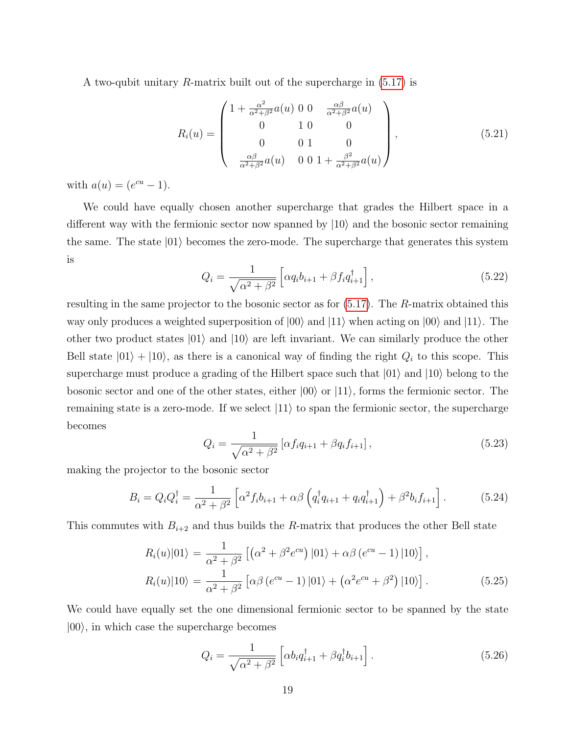A two-qubit unitary $R$-matrix built out of the supercharge in (5.17) is

$$R_i(u) = \begin{pmatrix} 1 + \frac{\alpha^2}{\alpha^2+\beta^2} a(u) & 0 & 0 & \frac{\alpha\beta}{\alpha^2+\beta^2} a(u) \\ 0 & 1 & 0 & 0 \\ 0 & 0 & 1 & 0 \\ \frac{\alpha\beta}{\alpha^2+\beta^2} a(u) & 0 & 0 & 1 + \frac{\beta^2}{\alpha^2+\beta^2} a(u) \end{pmatrix}, \tag{5.21}$$

with $a(u) = (e^{cu} - 1)$.

We could have equally chosen another supercharge that grades the Hilbert space in a different way with the fermionic sector now spanned by $|10\rangle$ and the bosonic sector remaining the same. The state $|01\rangle$ becomes the zero-mode. The supercharge that generates this system is

$$Q_i = \frac{1}{\sqrt{\alpha^2+\beta^2}} \left[ \alpha q_i b_{i+1} + \beta f_i q_{i+1}^\dagger \right], \tag{5.22}$$

resulting in the same projector to the bosonic sector as for (5.17). The $R$-matrix obtained this way only produces a weighted superposition of $|00\rangle$ and $|11\rangle$ when acting on $|00\rangle$ and $|11\rangle$. The other two product states $|01\rangle$ and $|10\rangle$ are left invariant. We can similarly produce the other Bell state $|01\rangle + |10\rangle$, as there is a canonical way of finding the right $Q_i$ to this scope. This supercharge must produce a grading of the Hilbert space such that $|01\rangle$ and $|10\rangle$ belong to the bosonic sector and one of the other states, either $|00\rangle$ or $|11\rangle$, forms the fermionic sector. The remaining state is a zero-mode. If we select $|11\rangle$ to span the fermionic sector, the supercharge becomes

$$Q_i = \frac{1}{\sqrt{\alpha^2+\beta^2}} \left[ \alpha f_i q_{i+1} + \beta q_i f_{i+1} \right], \tag{5.23}$$

making the projector to the bosonic sector

$$B_i = Q_i Q_i^\dagger = \frac{1}{\alpha^2+\beta^2} \left[ \alpha^2 f_i b_{i+1} + \alpha\beta \left( q_i^\dagger q_{i+1} + q_i q_{i+1}^\dagger \right) + \beta^2 b_i f_{i+1} \right]. \tag{5.24}$$

This commutes with $B_{i+2}$ and thus builds the $R$-matrix that produces the other Bell state

$$\begin{aligned} R_i(u)|01\rangle &= \frac{1}{\alpha^2+\beta^2} \left[ \left( \alpha^2 + \beta^2 e^{cu} \right) |01\rangle + \alpha\beta \left( e^{cu} - 1 \right) |10\rangle \right], \\ R_i(u)|10\rangle &= \frac{1}{\alpha^2+\beta^2} \left[ \alpha\beta \left( e^{cu} - 1 \right) |01\rangle + \left( \alpha^2 e^{cu} + \beta^2 \right) |10\rangle \right]. \end{aligned} \tag{5.25}$$

We could have equally set the one dimensional fermionic sector to be spanned by the state $|00\rangle$, in which case the supercharge becomes

$$Q_i = \frac{1}{\sqrt{\alpha^2+\beta^2}} \left[ \alpha b_i q_{i+1}^\dagger + \beta q_i^\dagger b_{i+1} \right]. \tag{5.26}$$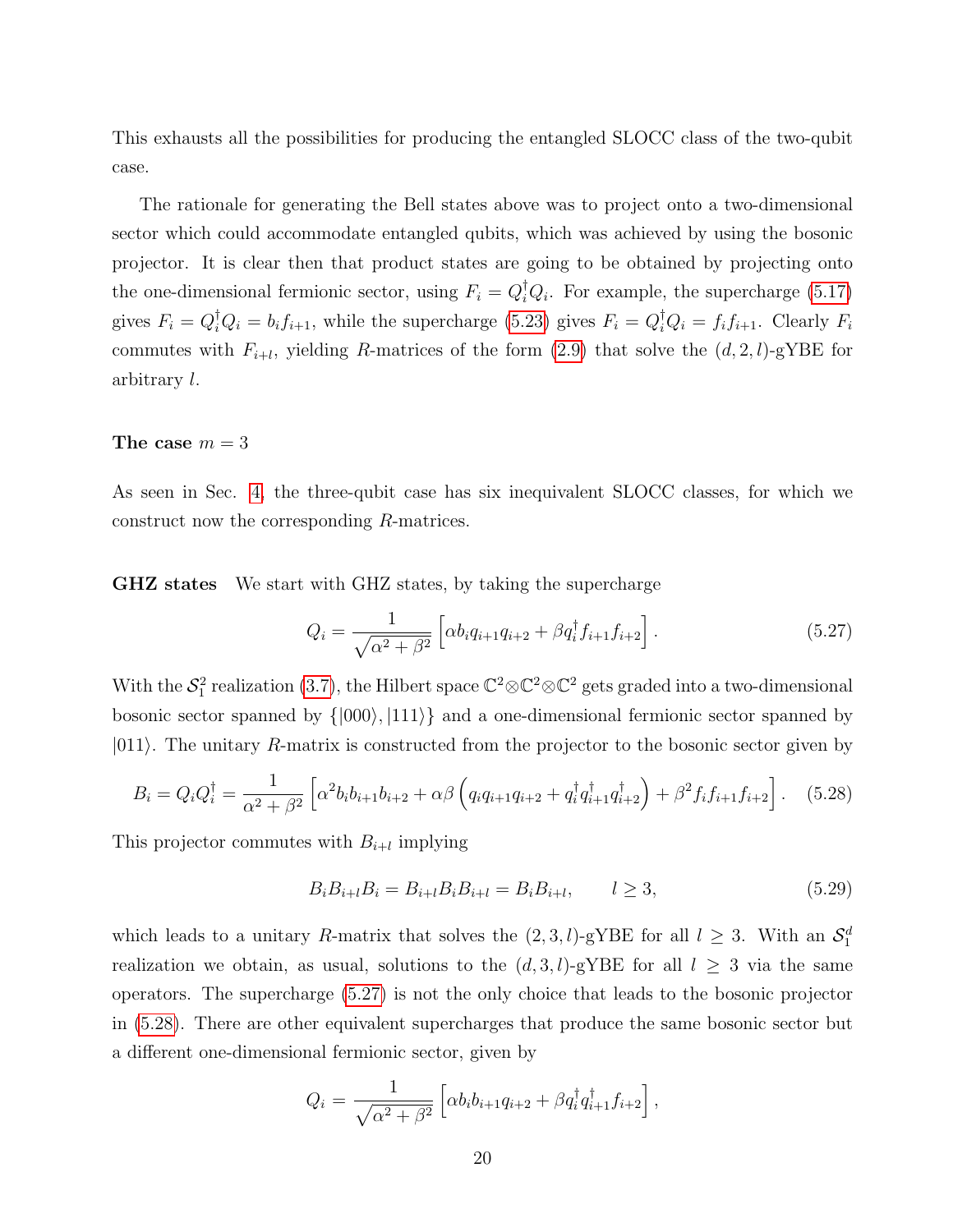This exhausts all the possibilities for producing the entangled SLOCC class of the two-qubit case.

The rationale for generating the Bell states above was to project onto a two-dimensional sector which could accommodate entangled qubits, which was achieved by using the bosonic projector. It is clear then that product states are going to be obtained by projecting onto the one-dimensional fermionic sector, using $F_i = Q_i^\dagger Q_i$. For example, the supercharge (5.17) gives $F_i = Q_i^\dagger Q_i = b_i f_{i+1}$, while the supercharge (5.23) gives $F_i = Q_i^\dagger Q_i = f_i f_{i+1}$. Clearly $F_i$ commutes with $F_{i+l}$, yielding $R$-matrices of the form (2.9) that solve the $(d, 2, l)$-gYBE for arbitrary $l$.

**The case $m = 3$**

As seen in Sec. 4, the three-qubit case has six inequivalent SLOCC classes, for which we construct now the corresponding $R$-matrices.

**GHZ states** We start with GHZ states, by taking the supercharge

$$Q_i = \frac{1}{\sqrt{\alpha^2+\beta^2}}\left[\alpha b_i q_{i+1} q_{i+2} + \beta q_i^\dagger f_{i+1} f_{i+2}\right]. \tag{5.27}$$

With the $\mathcal{S}_1^2$ realization (3.7), the Hilbert space $\mathbb{C}^2 \otimes \mathbb{C}^2 \otimes \mathbb{C}^2$ gets graded into a two-dimensional bosonic sector spanned by $\{|000\rangle, |111\rangle\}$ and a one-dimensional fermionic sector spanned by $|011\rangle$. The unitary $R$-matrix is constructed from the projector to the bosonic sector given by

$$B_i = Q_i Q_i^\dagger = \frac{1}{\alpha^2+\beta^2}\left[\alpha^2 b_i b_{i+1} b_{i+2} + \alpha\beta\left(q_i q_{i+1} q_{i+2} + q_i^\dagger q_{i+1}^\dagger q_{i+2}^\dagger\right) + \beta^2 f_i f_{i+1} f_{i+2}\right]. \tag{5.28}$$

This projector commutes with $B_{i+l}$ implying

$$B_i B_{i+l} B_i = B_{i+l} B_i B_{i+l} = B_i B_{i+l}, \qquad l \geq 3, \tag{5.29}$$

which leads to a unitary $R$-matrix that solves the $(2, 3, l)$-gYBE for all $l \geq 3$. With an $\mathcal{S}_1^d$ realization we obtain, as usual, solutions to the $(d, 3, l)$-gYBE for all $l \geq 3$ via the same operators. The supercharge (5.27) is not the only choice that leads to the bosonic projector in (5.28). There are other equivalent supercharges that produce the same bosonic sector but a different one-dimensional fermionic sector, given by

$$Q_i = \frac{1}{\sqrt{\alpha^2+\beta^2}}\left[\alpha b_i b_{i+1} q_{i+2} + \beta q_i^\dagger q_{i+1}^\dagger f_{i+2}\right],$$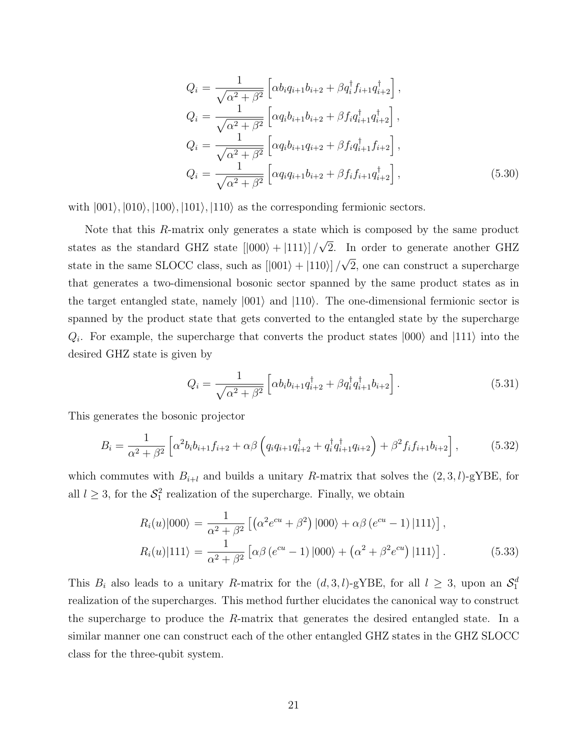$$
\begin{aligned}
Q_i &= \frac{1}{\sqrt{\alpha^2+\beta^2}}\left[\alpha b_i q_{i+1} b_{i+2} + \beta q_i^\dagger f_{i+1} q_{i+2}^\dagger\right], \\
Q_i &= \frac{1}{\sqrt{\alpha^2+\beta^2}}\left[\alpha q_i b_{i+1} b_{i+2} + \beta f_i q_{i+1}^\dagger q_{i+2}^\dagger\right], \\
Q_i &= \frac{1}{\sqrt{\alpha^2+\beta^2}}\left[\alpha q_i b_{i+1} q_{i+2} + \beta f_i q_{i+1}^\dagger f_{i+2}\right], \\
Q_i &= \frac{1}{\sqrt{\alpha^2+\beta^2}}\left[\alpha q_i q_{i+1} b_{i+2} + \beta f_i f_{i+1} q_{i+2}^\dagger\right],
\end{aligned}
\tag{5.30}
$$

with $|001\rangle, |010\rangle, |100\rangle, |101\rangle, |110\rangle$ as the corresponding fermionic sectors.

Note that this $R$-matrix only generates a state which is composed by the same product states as the standard GHZ state $\left[|000\rangle + |111\rangle\right]/\sqrt{2}$. In order to generate another GHZ state in the same SLOCC class, such as $\left[|001\rangle + |110\rangle\right]/\sqrt{2}$, one can construct a supercharge that generates a two-dimensional bosonic sector spanned by the same product states as in the target entangled state, namely $|001\rangle$ and $|110\rangle$. The one-dimensional fermionic sector is spanned by the product state that gets converted to the entangled state by the supercharge $Q_i$. For example, the supercharge that converts the product states $|000\rangle$ and $|111\rangle$ into the desired GHZ state is given by

$$
Q_i = \frac{1}{\sqrt{\alpha^2+\beta^2}}\left[\alpha b_i b_{i+1} q_{i+2}^\dagger + \beta q_i^\dagger q_{i+1}^\dagger b_{i+2}\right]. \tag{5.31}
$$

This generates the bosonic projector

$$
B_i = \frac{1}{\alpha^2+\beta^2}\left[\alpha^2 b_i b_{i+1} f_{i+2} + \alpha\beta\left(q_i q_{i+1} q_{i+2}^\dagger + q_i^\dagger q_{i+1}^\dagger q_{i+2}\right) + \beta^2 f_i f_{i+1} b_{i+2}\right], \tag{5.32}
$$

which commutes with $B_{i+l}$ and builds a unitary $R$-matrix that solves the $(2,3,l)$-gYBE, for all $l \geq 3$, for the $\mathcal{S}_1^2$ realization of the supercharge. Finally, we obtain

$$
\begin{aligned}
R_i(u)|000\rangle &= \frac{1}{\alpha^2+\beta^2}\left[\left(\alpha^2 e^{cu} + \beta^2\right)|000\rangle + \alpha\beta\left(e^{cu}-1\right)|111\rangle\right], \\
R_i(u)|111\rangle &= \frac{1}{\alpha^2+\beta^2}\left[\alpha\beta\left(e^{cu}-1\right)|000\rangle + \left(\alpha^2 + \beta^2 e^{cu}\right)|111\rangle\right].
\end{aligned}
\tag{5.33}
$$

This $B_i$ also leads to a unitary $R$-matrix for the $(d,3,l)$-gYBE, for all $l \geq 3$, upon an $\mathcal{S}_1^d$ realization of the supercharges. This method further elucidates the canonical way to construct the supercharge to produce the $R$-matrix that generates the desired entangled state. In a similar manner one can construct each of the other entangled GHZ states in the GHZ SLOCC class for the three-qubit system.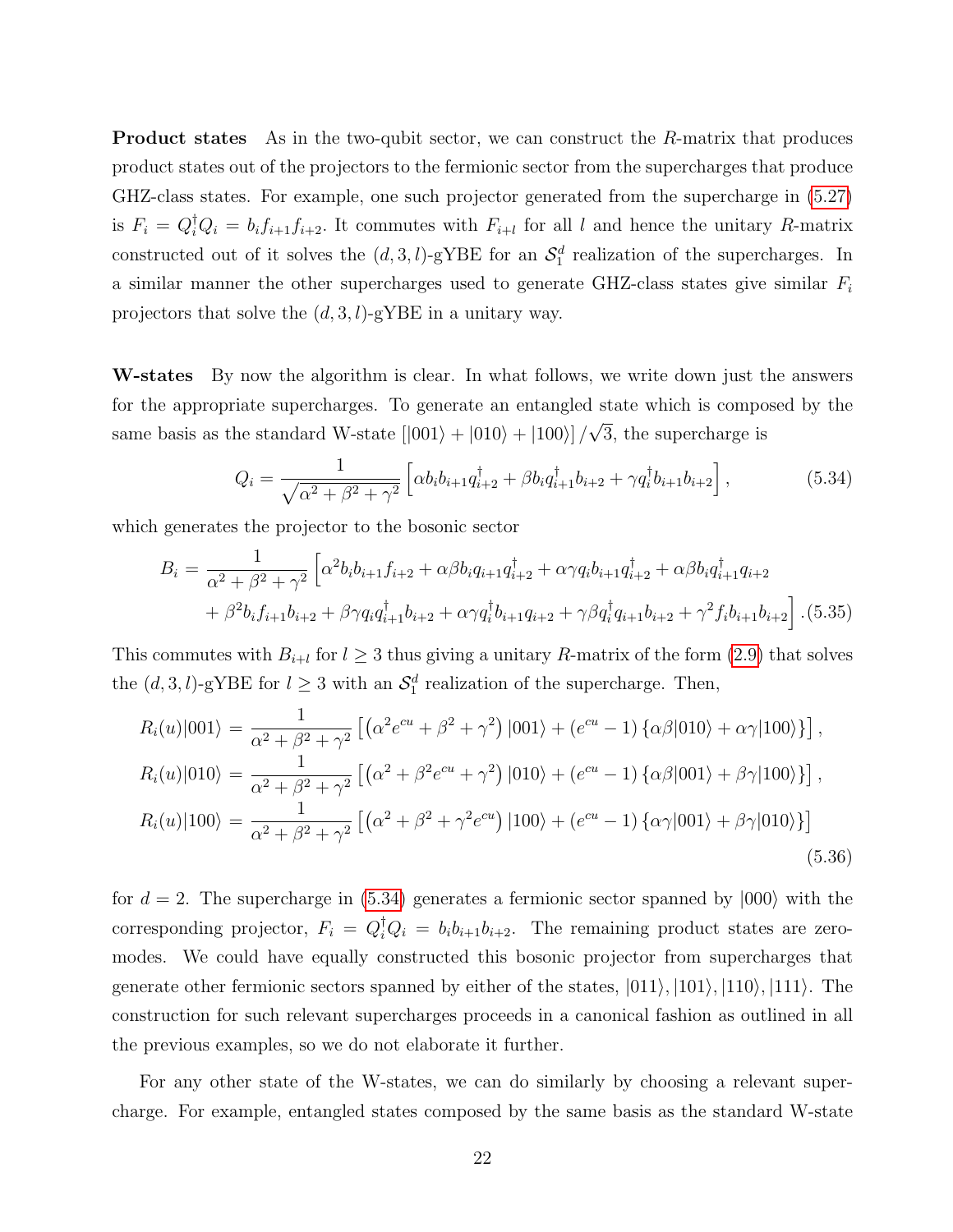**Product states** As in the two-qubit sector, we can construct the $R$-matrix that produces product states out of the projectors to the fermionic sector from the supercharges that produce GHZ-class states. For example, one such projector generated from the supercharge in (5.27) is $F_i = Q_i^\dagger Q_i = b_i f_{i+1} f_{i+2}$. It commutes with $F_{i+l}$ for all $l$ and hence the unitary $R$-matrix constructed out of it solves the $(d,3,l)$-gYBE for an $\mathcal{S}_1^d$ realization of the supercharges. In a similar manner the other supercharges used to generate GHZ-class states give similar $F_i$ projectors that solve the $(d,3,l)$-gYBE in a unitary way.

**W-states** By now the algorithm is clear. In what follows, we write down just the answers for the appropriate supercharges. To generate an entangled state which is composed by the same basis as the standard W-state $\left[|001\rangle + |010\rangle + |100\rangle\right]/\sqrt{3}$, the supercharge is

$$Q_i = \frac{1}{\sqrt{\alpha^2+\beta^2+\gamma^2}}\left[\alpha b_i b_{i+1} q_{i+2}^\dagger + \beta b_i q_{i+1}^\dagger b_{i+2} + \gamma q_i^\dagger b_{i+1} b_{i+2}\right], \tag{5.34}$$

which generates the projector to the bosonic sector

$$\begin{aligned} B_i = \frac{1}{\alpha^2+\beta^2+\gamma^2}\Big[&\alpha^2 b_i b_{i+1} f_{i+2} + \alpha\beta b_i q_{i+1} q_{i+2}^\dagger + \alpha\gamma q_i b_{i+1} q_{i+2}^\dagger + \alpha\beta b_i q_{i+1}^\dagger q_{i+2} \\ &+ \beta^2 b_i f_{i+1} b_{i+2} + \beta\gamma q_i q_{i+1}^\dagger b_{i+2} + \alpha\gamma q_i^\dagger b_{i+1} q_{i+2} + \gamma\beta q_i^\dagger q_{i+1} b_{i+2} + \gamma^2 f_i b_{i+1} b_{i+2}\Big]. \end{aligned} \tag{5.35}$$

This commutes with $B_{i+l}$ for $l \geq 3$ thus giving a unitary $R$-matrix of the form (2.9) that solves the $(d,3,l)$-gYBE for $l \geq 3$ with an $\mathcal{S}_1^d$ realization of the supercharge. Then,

$$\begin{aligned} R_i(u)|001\rangle &= \frac{1}{\alpha^2+\beta^2+\gamma^2}\left[\left(\alpha^2 e^{cu} + \beta^2 + \gamma^2\right)|001\rangle + \left(e^{cu}-1\right)\left\{\alpha\beta|010\rangle + \alpha\gamma|100\rangle\right\}\right], \\ R_i(u)|010\rangle &= \frac{1}{\alpha^2+\beta^2+\gamma^2}\left[\left(\alpha^2 + \beta^2 e^{cu} + \gamma^2\right)|010\rangle + \left(e^{cu}-1\right)\left\{\alpha\beta|001\rangle + \beta\gamma|100\rangle\right\}\right], \\ R_i(u)|100\rangle &= \frac{1}{\alpha^2+\beta^2+\gamma^2}\left[\left(\alpha^2 + \beta^2 + \gamma^2 e^{cu}\right)|100\rangle + \left(e^{cu}-1\right)\left\{\alpha\gamma|001\rangle + \beta\gamma|010\rangle\right\}\right] \end{aligned} \tag{5.36}$$

for $d=2$. The supercharge in (5.34) generates a fermionic sector spanned by $|000\rangle$ with the corresponding projector, $F_i = Q_i^\dagger Q_i = b_i b_{i+1} b_{i+2}$. The remaining product states are zero-modes. We could have equally constructed this bosonic projector from supercharges that generate other fermionic sectors spanned by either of the states, $|011\rangle, |101\rangle, |110\rangle, |111\rangle$. The construction for such relevant supercharges proceeds in a canonical fashion as outlined in all the previous examples, so we do not elaborate it further.

For any other state of the W-states, we can do similarly by choosing a relevant supercharge. For example, entangled states composed by the same basis as the standard W-state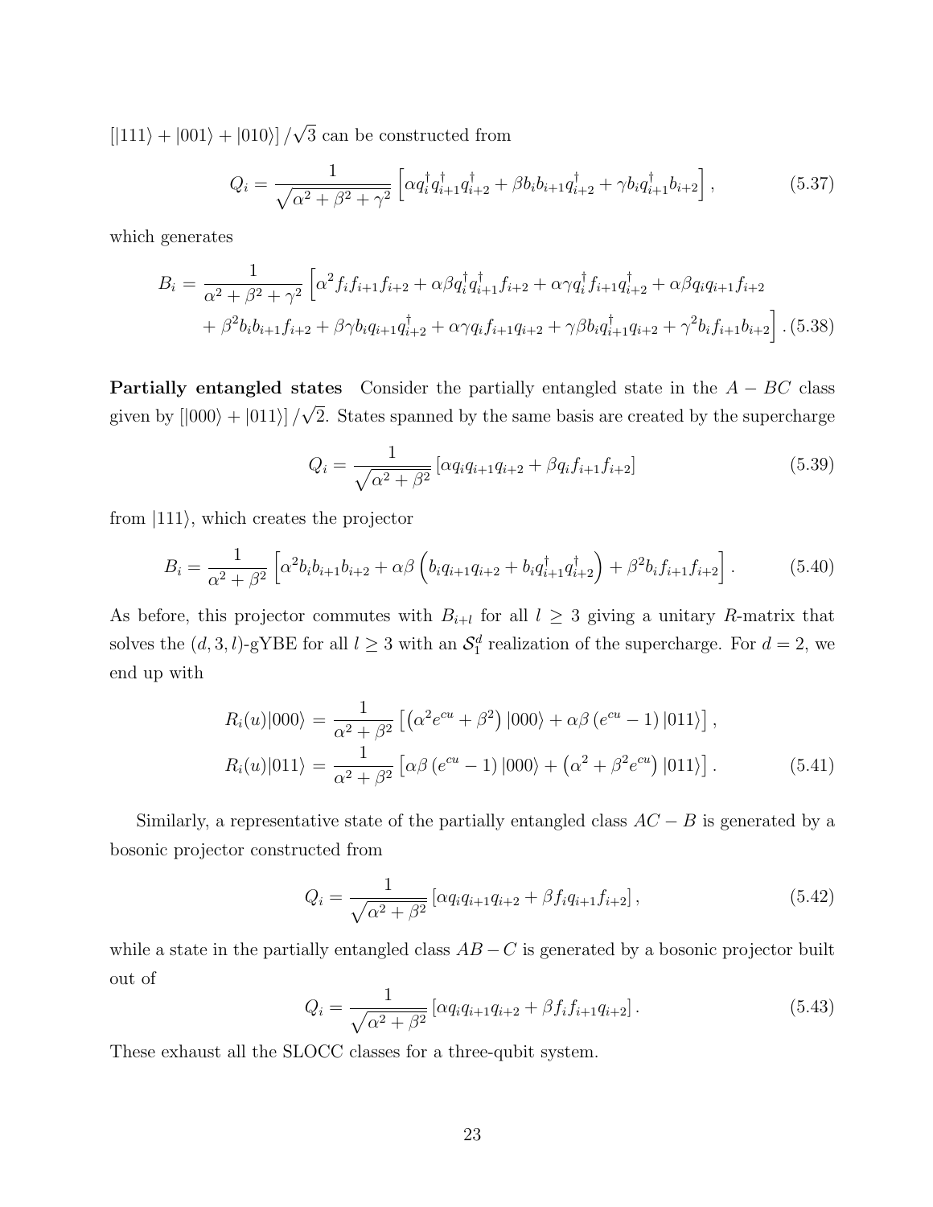$[|111\rangle + |001\rangle + |010\rangle]/\sqrt{3}$ can be constructed from

$$Q_i = \frac{1}{\sqrt{\alpha^2+\beta^2+\gamma^2}}\left[\alpha q_i^\dagger q_{i+1}^\dagger q_{i+2}^\dagger + \beta b_i b_{i+1} q_{i+2}^\dagger + \gamma b_i q_{i+1}^\dagger b_{i+2}\right], \tag{5.37}$$

which generates

$$\begin{aligned} B_i = \frac{1}{\alpha^2+\beta^2+\gamma^2}\Big[&\alpha^2 f_i f_{i+1} f_{i+2} + \alpha\beta q_i^\dagger q_{i+1}^\dagger f_{i+2} + \alpha\gamma q_i^\dagger f_{i+1} q_{i+2}^\dagger + \alpha\beta q_i q_{i+1} f_{i+2} \\ &+ \beta^2 b_i b_{i+1} f_{i+2} + \beta\gamma b_i q_{i+1} q_{i+2}^\dagger + \alpha\gamma q_i f_{i+1} q_{i+2} + \gamma\beta b_i q_{i+1}^\dagger q_{i+2} + \gamma^2 b_i f_{i+1} b_{i+2}\Big]. \end{aligned} \tag{5.38}$$

**Partially entangled states** Consider the partially entangled state in the $A-BC$ class given by $[|000\rangle + |011\rangle]/\sqrt{2}$. States spanned by the same basis are created by the supercharge

$$Q_i = \frac{1}{\sqrt{\alpha^2+\beta^2}}\left[\alpha q_i q_{i+1} q_{i+2} + \beta q_i f_{i+1} f_{i+2}\right] \tag{5.39}$$

from $|111\rangle$, which creates the projector

$$B_i = \frac{1}{\alpha^2+\beta^2}\left[\alpha^2 b_i b_{i+1} b_{i+2} + \alpha\beta\left(b_i q_{i+1} q_{i+2} + b_i q_{i+1}^\dagger q_{i+2}^\dagger\right) + \beta^2 b_i f_{i+1} f_{i+2}\right]. \tag{5.40}$$

As before, this projector commutes with $B_{i+l}$ for all $l \geq 3$ giving a unitary $R$-matrix that solves the $(d,3,l)$-gYBE for all $l \geq 3$ with an $\mathcal{S}_1^d$ realization of the supercharge. For $d=2$, we end up with

$$\begin{aligned} R_i(u)|000\rangle &= \frac{1}{\alpha^2+\beta^2}\left[\left(\alpha^2 e^{cu} + \beta^2\right)|000\rangle + \alpha\beta\left(e^{cu}-1\right)|011\rangle\right], \\ R_i(u)|011\rangle &= \frac{1}{\alpha^2+\beta^2}\left[\alpha\beta\left(e^{cu}-1\right)|000\rangle + \left(\alpha^2 + \beta^2 e^{cu}\right)|011\rangle\right]. \end{aligned} \tag{5.41}$$

Similarly, a representative state of the partially entangled class $AC-B$ is generated by a bosonic projector constructed from

$$Q_i = \frac{1}{\sqrt{\alpha^2+\beta^2}}\left[\alpha q_i q_{i+1} q_{i+2} + \beta f_i q_{i+1} f_{i+2}\right], \tag{5.42}$$

while a state in the partially entangled class $AB-C$ is generated by a bosonic projector built out of

$$Q_i = \frac{1}{\sqrt{\alpha^2+\beta^2}}\left[\alpha q_i q_{i+1} q_{i+2} + \beta f_i f_{i+1} q_{i+2}\right]. \tag{5.43}$$

These exhaust all the SLOCC classes for a three-qubit system.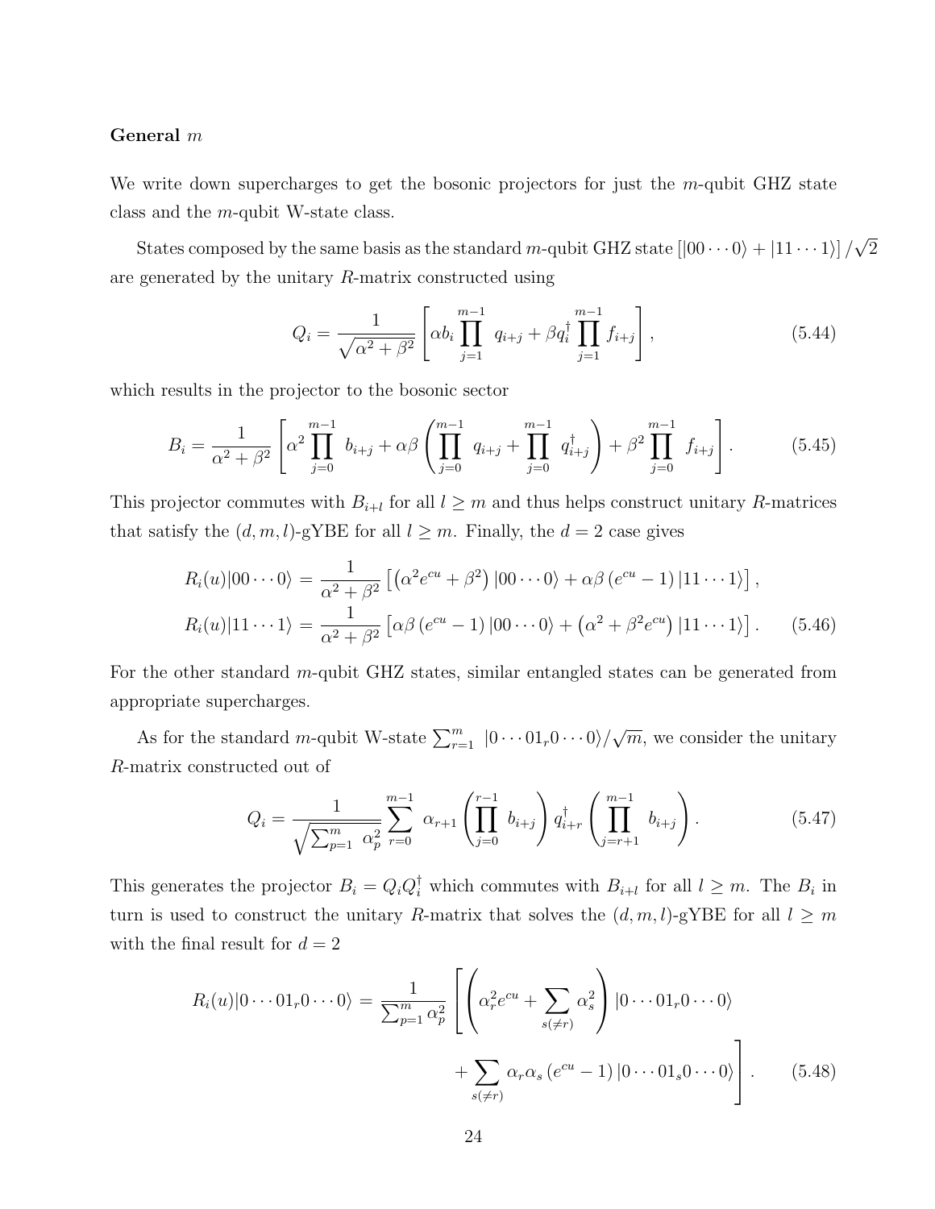**General $m$**

We write down supercharges to get the bosonic projectors for just the $m$-qubit GHZ state class and the $m$-qubit W-state class.

States composed by the same basis as the standard $m$-qubit GHZ state $\left[|00\cdots 0\rangle + |11\cdots 1\rangle\right]/\sqrt{2}$ are generated by the unitary $R$-matrix constructed using

$$Q_i = \frac{1}{\sqrt{\alpha^2+\beta^2}}\left[\alpha b_i \prod_{j=1}^{m-1} q_{i+j} + \beta q_i^\dagger \prod_{j=1}^{m-1} f_{i+j}\right], \tag{5.44}$$

which results in the projector to the bosonic sector

$$B_i = \frac{1}{\alpha^2+\beta^2}\left[\alpha^2 \prod_{j=0}^{m-1} b_{i+j} + \alpha\beta\left(\prod_{j=0}^{m-1} q_{i+j} + \prod_{j=0}^{m-1} q_{i+j}^\dagger\right) + \beta^2 \prod_{j=0}^{m-1} f_{i+j}\right]. \tag{5.45}$$

This projector commutes with $B_{i+l}$ for all $l \geq m$ and thus helps construct unitary $R$-matrices that satisfy the $(d,m,l)$-gYBE for all $l \geq m$. Finally, the $d=2$ case gives

$$\begin{aligned}
R_i(u)|00\cdots 0\rangle &= \frac{1}{\alpha^2+\beta^2}\left[\left(\alpha^2 e^{cu} + \beta^2\right)|00\cdots 0\rangle + \alpha\beta\left(e^{cu}-1\right)|11\cdots 1\rangle\right], \\
R_i(u)|11\cdots 1\rangle &= \frac{1}{\alpha^2+\beta^2}\left[\alpha\beta\left(e^{cu}-1\right)|00\cdots 0\rangle + \left(\alpha^2 + \beta^2 e^{cu}\right)|11\cdots 1\rangle\right].
\end{aligned} \tag{5.46}$$

For the other standard $m$-qubit GHZ states, similar entangled states can be generated from appropriate supercharges.

As for the standard $m$-qubit W-state $\sum_{r=1}^{m} |0\cdots 01_r 0\cdots 0\rangle/\sqrt{m}$, we consider the unitary $R$-matrix constructed out of

$$Q_i = \frac{1}{\sqrt{\sum_{p=1}^{m} \alpha_p^2}} \sum_{r=0}^{m-1} \alpha_{r+1}\left(\prod_{j=0}^{r-1} b_{i+j}\right) q_{i+r}^\dagger \left(\prod_{j=r+1}^{m-1} b_{i+j}\right). \tag{5.47}$$

This generates the projector $B_i = Q_i Q_i^\dagger$ which commutes with $B_{i+l}$ for all $l \geq m$. The $B_i$ in turn is used to construct the unitary $R$-matrix that solves the $(d,m,l)$-gYBE for all $l \geq m$ with the final result for $d=2$

$$\begin{aligned}
R_i(u)|0\cdots 01_r 0\cdots 0\rangle = \frac{1}{\sum_{p=1}^{m}\alpha_p^2}\Bigg[&\left(\alpha_r^2 e^{cu} + \sum_{s(\neq r)} \alpha_s^2\right)|0\cdots 01_r 0\cdots 0\rangle \\
&+ \sum_{s(\neq r)} \alpha_r\alpha_s\left(e^{cu}-1\right)|0\cdots 01_s 0\cdots 0\rangle\Bigg].
\end{aligned} \tag{5.48}$$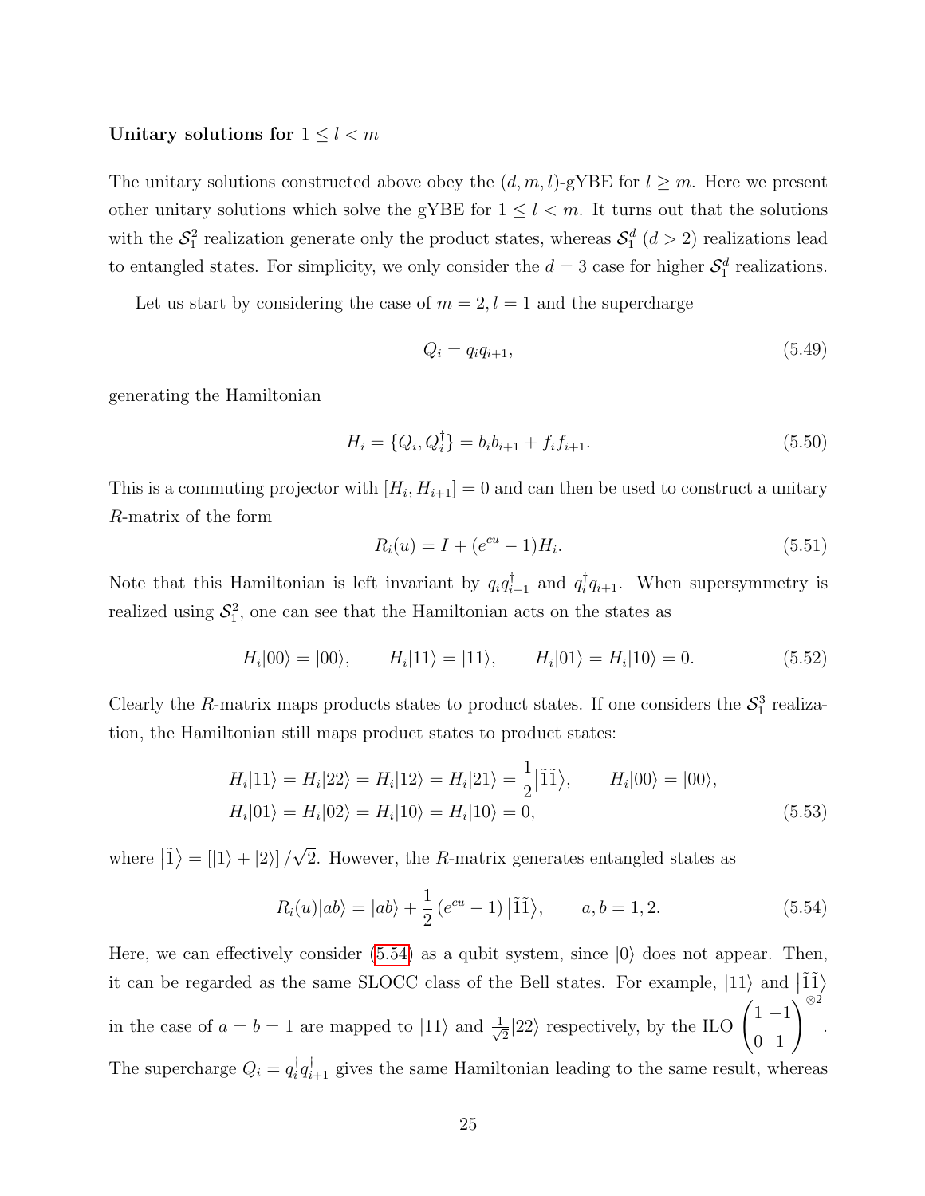**Unitary solutions for $1 \leq l < m$**

The unitary solutions constructed above obey the $(d, m, l)$-gYBE for $l \geq m$. Here we present other unitary solutions which solve the gYBE for $1 \leq l < m$. It turns out that the solutions with the $\mathcal{S}_1^2$ realization generate only the product states, whereas $\mathcal{S}_1^d$ $(d > 2)$ realizations lead to entangled states. For simplicity, we only consider the $d = 3$ case for higher $\mathcal{S}_1^d$ realizations.

Let us start by considering the case of $m = 2, l = 1$ and the supercharge

$$Q_i = q_i q_{i+1}, \tag{5.49}$$

generating the Hamiltonian

$$H_i = \{Q_i, Q_i^\dagger\} = b_i b_{i+1} + f_i f_{i+1}. \tag{5.50}$$

This is a commuting projector with $[H_i, H_{i+1}] = 0$ and can then be used to construct a unitary $R$-matrix of the form

$$R_i(u) = I + (e^{cu} - 1) H_i. \tag{5.51}$$

Note that this Hamiltonian is left invariant by $q_i q_{i+1}^\dagger$ and $q_i^\dagger q_{i+1}$. When supersymmetry is realized using $\mathcal{S}_1^2$, one can see that the Hamiltonian acts on the states as

$$H_i|00\rangle = |00\rangle, \qquad H_i|11\rangle = |11\rangle, \qquad H_i|01\rangle = H_i|10\rangle = 0. \tag{5.52}$$

Clearly the $R$-matrix maps products states to product states. If one considers the $\mathcal{S}_1^3$ realization, the Hamiltonian still maps product states to product states:

$$\begin{aligned}
&H_i|11\rangle = H_i|22\rangle = H_i|12\rangle = H_i|21\rangle = \frac{1}{2}\big|\tilde{1}\tilde{1}\big\rangle, \qquad H_i|00\rangle = |00\rangle, \\
&H_i|01\rangle = H_i|02\rangle = H_i|10\rangle = H_i|10\rangle = 0,
\end{aligned} \tag{5.53}$$

where $\big|\tilde{1}\big\rangle = [|1\rangle + |2\rangle]/\sqrt{2}$. However, the $R$-matrix generates entangled states as

$$R_i(u)|ab\rangle = |ab\rangle + \frac{1}{2}\left(e^{cu} - 1\right)\big|\tilde{1}\tilde{1}\big\rangle, \qquad a, b = 1, 2. \tag{5.54}$$

Here, we can effectively consider (5.54) as a qubit system, since $|0\rangle$ does not appear. Then, it can be regarded as the same SLOCC class of the Bell states. For example, $|11\rangle$ and $\big|\tilde{1}\tilde{1}\big\rangle$ in the case of $a = b = 1$ are mapped to $|11\rangle$ and $\frac{1}{\sqrt{2}}|22\rangle$ respectively, by the ILO $\begin{pmatrix} 1 & -1 \\ 0 & 1 \end{pmatrix}^{\otimes 2}$.
The supercharge $Q_i = q_i^\dagger q_{i+1}^\dagger$ gives the same Hamiltonian leading to the same result, whereas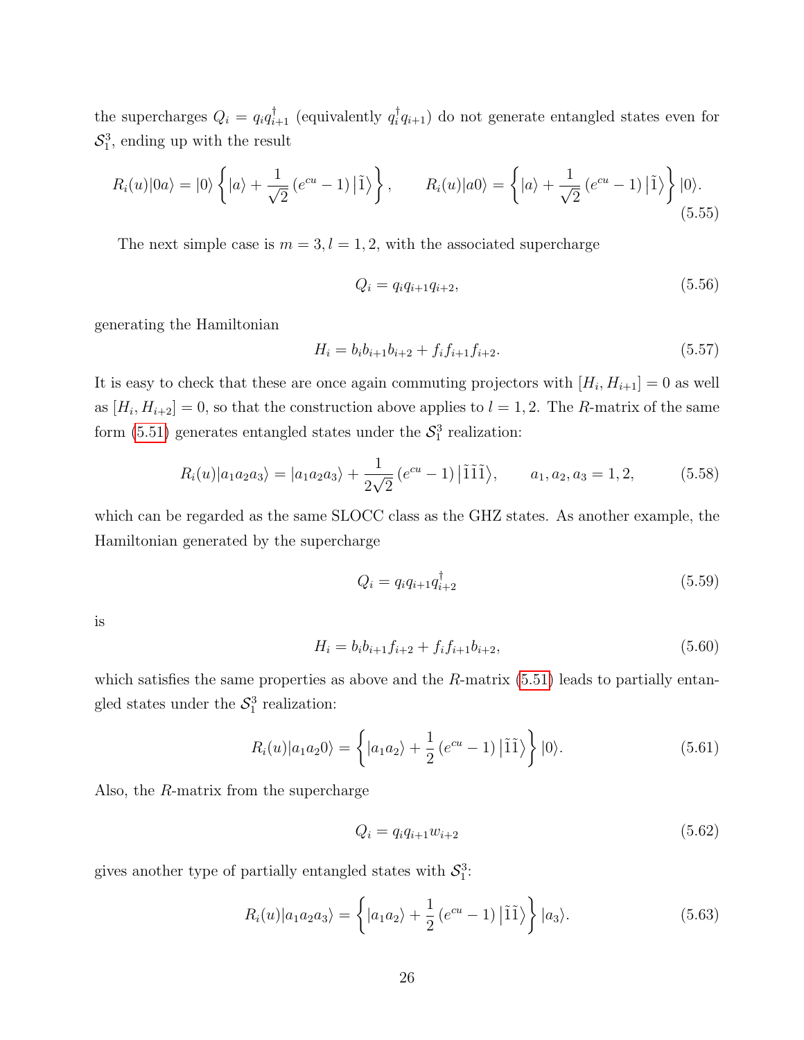the supercharges $Q_i = q_i q_{i+1}^\dagger$ (equivalently $q_i^\dagger q_{i+1}$) do not generate entangled states even for $\mathcal{S}_1^3$, ending up with the result

$$R_i(u)|0a\rangle = |0\rangle \left\{ |a\rangle + \frac{1}{\sqrt{2}} \left(e^{cu} - 1\right) \big|\tilde{1}\big\rangle \right\}, \qquad R_i(u)|a0\rangle = \left\{ |a\rangle + \frac{1}{\sqrt{2}} \left(e^{cu} - 1\right) \big|\tilde{1}\big\rangle \right\} |0\rangle. \tag{5.55}$$

The next simple case is $m = 3, l = 1, 2$, with the associated supercharge

$$Q_i = q_i q_{i+1} q_{i+2}, \tag{5.56}$$

generating the Hamiltonian

$$H_i = b_i b_{i+1} b_{i+2} + f_i f_{i+1} f_{i+2}. \tag{5.57}$$

It is easy to check that these are once again commuting projectors with $[H_i, H_{i+1}] = 0$ as well as $[H_i, H_{i+2}] = 0$, so that the construction above applies to $l = 1, 2$. The $R$-matrix of the same form (5.51) generates entangled states under the $\mathcal{S}_1^3$ realization:

$$R_i(u)|a_1 a_2 a_3\rangle = |a_1 a_2 a_3\rangle + \frac{1}{2\sqrt{2}} \left(e^{cu} - 1\right) \big|\tilde{1}\tilde{1}\tilde{1}\big\rangle, \qquad a_1, a_2, a_3 = 1, 2, \tag{5.58}$$

which can be regarded as the same SLOCC class as the GHZ states. As another example, the Hamiltonian generated by the supercharge

$$Q_i = q_i q_{i+1} q_{i+2}^\dagger \tag{5.59}$$

is

$$H_i = b_i b_{i+1} f_{i+2} + f_i f_{i+1} b_{i+2}, \tag{5.60}$$

which satisfies the same properties as above and the $R$-matrix (5.51) leads to partially entangled states under the $\mathcal{S}_1^3$ realization:

$$R_i(u)|a_1 a_2 0\rangle = \left\{ |a_1 a_2\rangle + \frac{1}{2} \left(e^{cu} - 1\right) \big|\tilde{1}\tilde{1}\big\rangle \right\} |0\rangle. \tag{5.61}$$

Also, the $R$-matrix from the supercharge

$$Q_i = q_i q_{i+1} w_{i+2} \tag{5.62}$$

gives another type of partially entangled states with $\mathcal{S}_1^3$:

$$R_i(u)|a_1 a_2 a_3\rangle = \left\{ |a_1 a_2\rangle + \frac{1}{2} \left(e^{cu} - 1\right) \big|\tilde{1}\tilde{1}\big\rangle \right\} |a_3\rangle. \tag{5.63}$$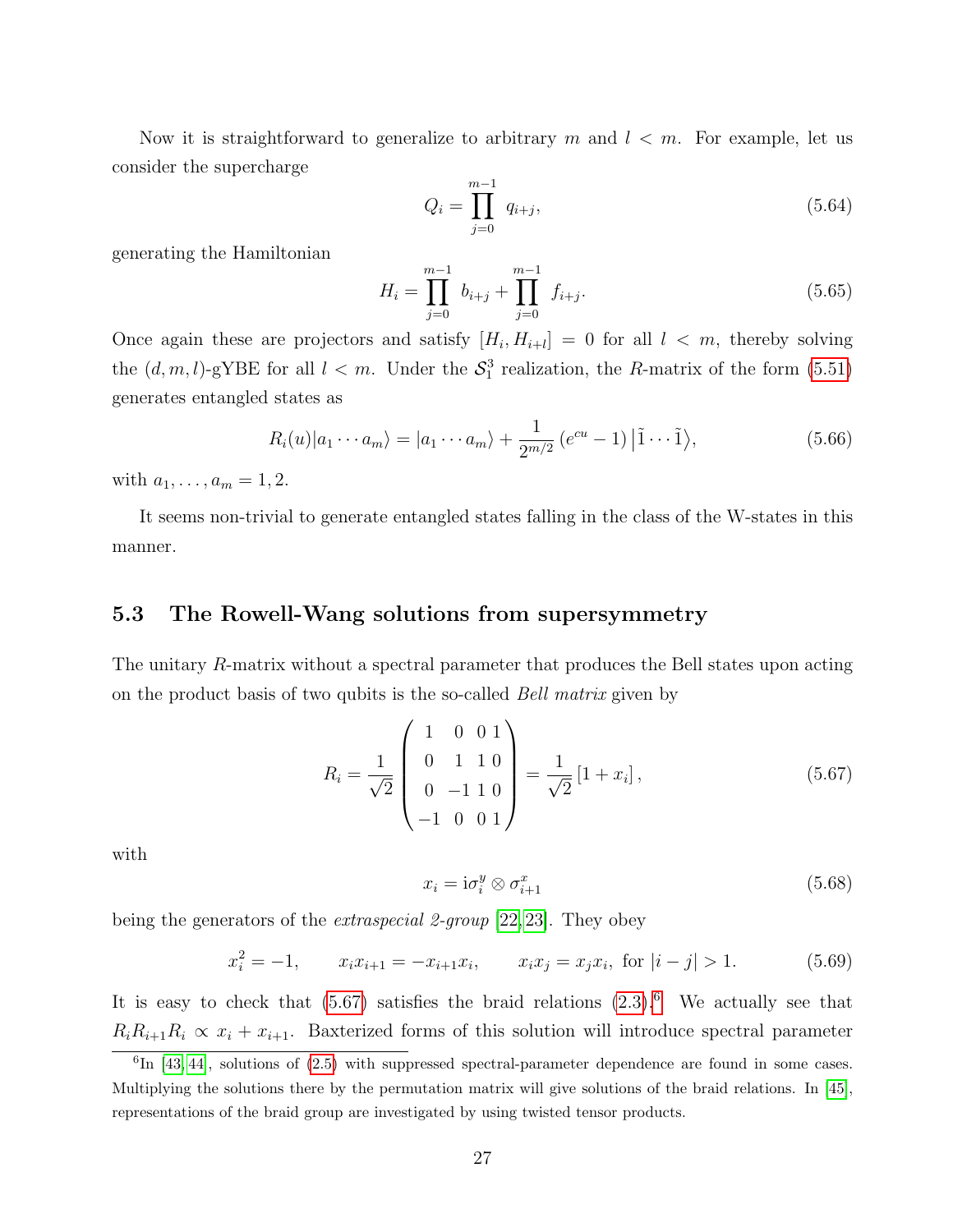Now it is straightforward to generalize to arbitrary $m$ and $l < m$. For example, let us consider the supercharge

$$Q_i = \prod_{j=0}^{m-1} q_{i+j}, \tag{5.64}$$

generating the Hamiltonian

$$H_i = \prod_{j=0}^{m-1} b_{i+j} + \prod_{j=0}^{m-1} f_{i+j}. \tag{5.65}$$

Once again these are projectors and satisfy $[H_i, H_{i+l}] = 0$ for all $l < m$, thereby solving the $(d, m, l)$-gYBE for all $l < m$. Under the $\mathcal{S}_1^3$ realization, the $R$-matrix of the form (5.51) generates entangled states as

$$R_i(u)|a_1 \cdots a_m\rangle = |a_1 \cdots a_m\rangle + \frac{1}{2^{m/2}}\left(e^{cu} - 1\right)\left|\tilde{1} \cdots \tilde{1}\right\rangle, \tag{5.66}$$

with $a_1, \ldots, a_m = 1, 2$.

It seems non-trivial to generate entangled states falling in the class of the W-states in this manner.

### 5.3 The Rowell-Wang solutions from supersymmetry

The unitary $R$-matrix without a spectral parameter that produces the Bell states upon acting on the product basis of two qubits is the so-called *Bell matrix* given by

$$R_i = \frac{1}{\sqrt{2}} \begin{pmatrix} 1 & 0 & 0 & 1 \\ 0 & 1 & 1 & 0 \\ 0 & -1 & 1 & 0 \\ -1 & 0 & 0 & 1 \end{pmatrix} = \frac{1}{\sqrt{2}}\left[1 + x_i\right], \tag{5.67}$$

with

$$x_i = \mathrm{i}\sigma_i^y \otimes \sigma_{i+1}^x \tag{5.68}$$

being the generators of the *extraspecial 2-group* [22,23]. They obey

$$x_i^2 = -1, \qquad x_i x_{i+1} = -x_{i+1} x_i, \qquad x_i x_j = x_j x_i, \text{ for } |i - j| > 1. \tag{5.69}$$

It is easy to check that (5.67) satisfies the braid relations (2.3).[6] We actually see that $R_i R_{i+1} R_i \propto x_i + x_{i+1}$. Baxterized forms of this solution will introduce spectral parameter

[6] In [43,44], solutions of (2.5) with suppressed spectral-parameter dependence are found in some cases. Multiplying the solutions there by the permutation matrix will give solutions of the braid relations. In [45], representations of the braid group are investigated by using twisted tensor products.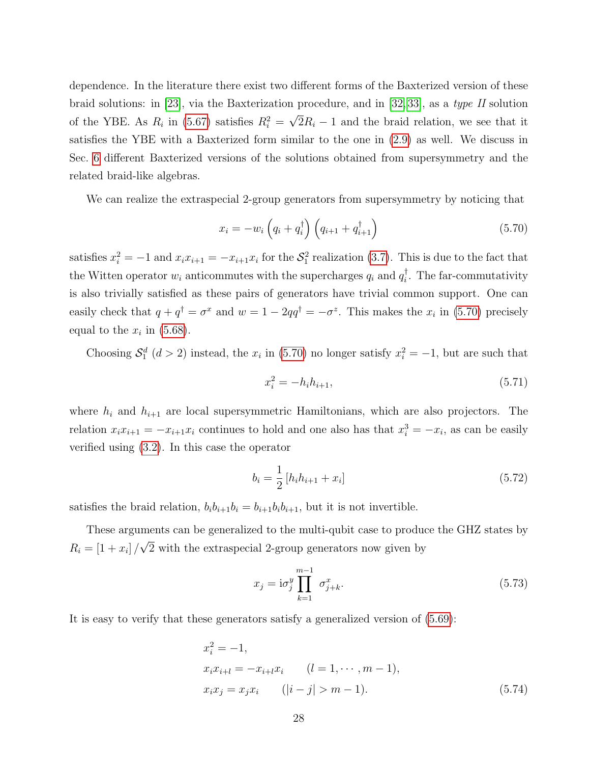dependence. In the literature there exist two different forms of the Baxterized version of these braid solutions: in [23], via the Baxterization procedure, and in [32,33], as a *type II* solution of the YBE. As $R_i$ in (5.67) satisfies $R_i^2 = \sqrt{2}R_i - 1$ and the braid relation, we see that it satisfies the YBE with a Baxterized form similar to the one in (2.9) as well. We discuss in Sec. 6 different Baxterized versions of the solutions obtained from supersymmetry and the related braid-like algebras.

We can realize the extraspecial 2-group generators from supersymmetry by noticing that

$$x_i = -w_i \left(q_i + q_i^\dagger\right)\left(q_{i+1} + q_{i+1}^\dagger\right) \tag{5.70}$$

satisfies $x_i^2 = -1$ and $x_i x_{i+1} = -x_{i+1} x_i$ for the $\mathcal{S}_1^2$ realization (3.7). This is due to the fact that the Witten operator $w_i$ anticommutes with the supercharges $q_i$ and $q_i^\dagger$. The far-commutativity is also trivially satisfied as these pairs of generators have trivial common support. One can easily check that $q + q^\dagger = \sigma^x$ and $w = 1 - 2qq^\dagger = -\sigma^z$. This makes the $x_i$ in (5.70) precisely equal to the $x_i$ in (5.68).

Choosing $\mathcal{S}_1^d$ $(d > 2)$ instead, the $x_i$ in (5.70) no longer satisfy $x_i^2 = -1$, but are such that

$$x_i^2 = -h_i h_{i+1}, \tag{5.71}$$

where $h_i$ and $h_{i+1}$ are local supersymmetric Hamiltonians, which are also projectors. The relation $x_i x_{i+1} = -x_{i+1} x_i$ continues to hold and one also has that $x_i^3 = -x_i$, as can be easily verified using (3.2). In this case the operator

$$b_i = \frac{1}{2}\left[h_i h_{i+1} + x_i\right] \tag{5.72}$$

satisfies the braid relation, $b_i b_{i+1} b_i = b_{i+1} b_i b_{i+1}$, but it is not invertible.

These arguments can be generalized to the multi-qubit case to produce the GHZ states by $R_i = \left[1 + x_i\right]/\sqrt{2}$ with the extraspecial 2-group generators now given by

$$x_j = \mathrm{i}\sigma_j^y \prod_{k=1}^{m-1} \sigma_{j+k}^x. \tag{5.73}$$

It is easy to verify that these generators satisfy a generalized version of (5.69):

$$\begin{aligned}
&x_i^2 = -1, \\
&x_i x_{i+l} = -x_{i+l} x_i \qquad (l = 1, \cdots, m-1), \\
&x_i x_j = x_j x_i \qquad (|i-j| > m-1).
\end{aligned} \tag{5.74}$$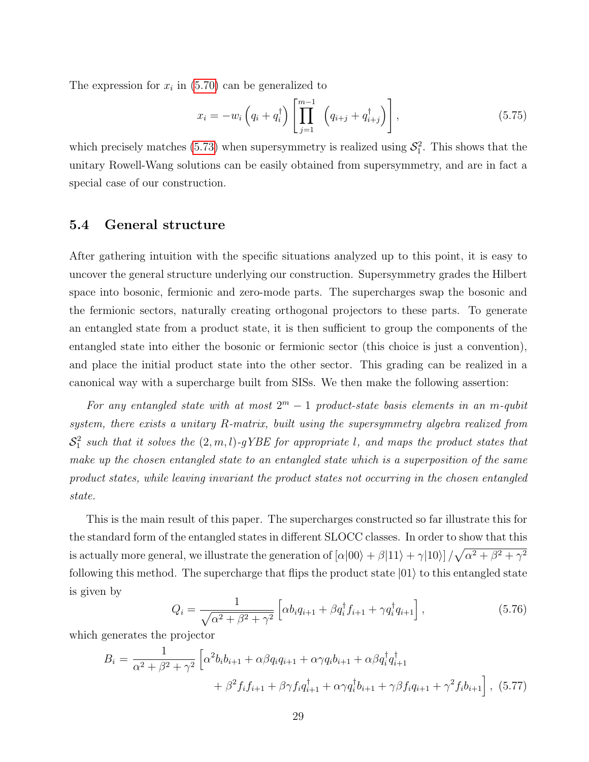The expression for $x_i$ in (5.70) can be generalized to

$$x_i = -w_i \left(q_i + q_i^\dagger\right) \left[\prod_{j=1}^{m-1} \left(q_{i+j} + q_{i+j}^\dagger\right)\right], \tag{5.75}$$

which precisely matches (5.73) when supersymmetry is realized using $\mathcal{S}_1^2$. This shows that the unitary Rowell-Wang solutions can be easily obtained from supersymmetry, and are in fact a special case of our construction.

## 5.4 General structure

After gathering intuition with the specific situations analyzed up to this point, it is easy to uncover the general structure underlying our construction. Supersymmetry grades the Hilbert space into bosonic, fermionic and zero-mode parts. The supercharges swap the bosonic and the fermionic sectors, naturally creating orthogonal projectors to these parts. To generate an entangled state from a product state, it is then sufficient to group the components of the entangled state into either the bosonic or fermionic sector (this choice is just a convention), and place the initial product state into the other sector. This grading can be realized in a canonical way with a supercharge built from SISs. We then make the following assertion:

*For any entangled state with at most $2^m - 1$ product-state basis elements in an $m$-qubit system, there exists a unitary R-matrix, built using the supersymmetry algebra realized from $\mathcal{S}_1^2$ such that it solves the $(2, m, l)$-gYBE for appropriate $l$, and maps the product states that make up the chosen entangled state to an entangled state which is a superposition of the same product states, while leaving invariant the product states not occurring in the chosen entangled state.*

This is the main result of this paper. The supercharges constructed so far illustrate this for the standard form of the entangled states in different SLOCC classes. In order to show that this is actually more general, we illustrate the generation of $\left[\alpha|00\rangle + \beta|11\rangle + \gamma|10\rangle\right]/\sqrt{\alpha^2 + \beta^2 + \gamma^2}$ following this method. The supercharge that flips the product state $|01\rangle$ to this entangled state is given by

$$Q_i = \frac{1}{\sqrt{\alpha^2 + \beta^2 + \gamma^2}} \left[\alpha b_i q_{i+1} + \beta q_i^\dagger f_{i+1} + \gamma q_i^\dagger q_{i+1}\right], \tag{5.76}$$

which generates the projector

$$\begin{aligned} B_i = \frac{1}{\alpha^2 + \beta^2 + \gamma^2} \Big[ & \alpha^2 b_i b_{i+1} + \alpha\beta q_i q_{i+1} + \alpha\gamma q_i b_{i+1} + \alpha\beta q_i^\dagger q_{i+1}^\dagger \\ & + \beta^2 f_i f_{i+1} + \beta\gamma f_i q_{i+1}^\dagger + \alpha\gamma q_i^\dagger b_{i+1} + \gamma\beta f_i q_{i+1} + \gamma^2 f_i b_{i+1} \Big], \end{aligned} \tag{5.77}$$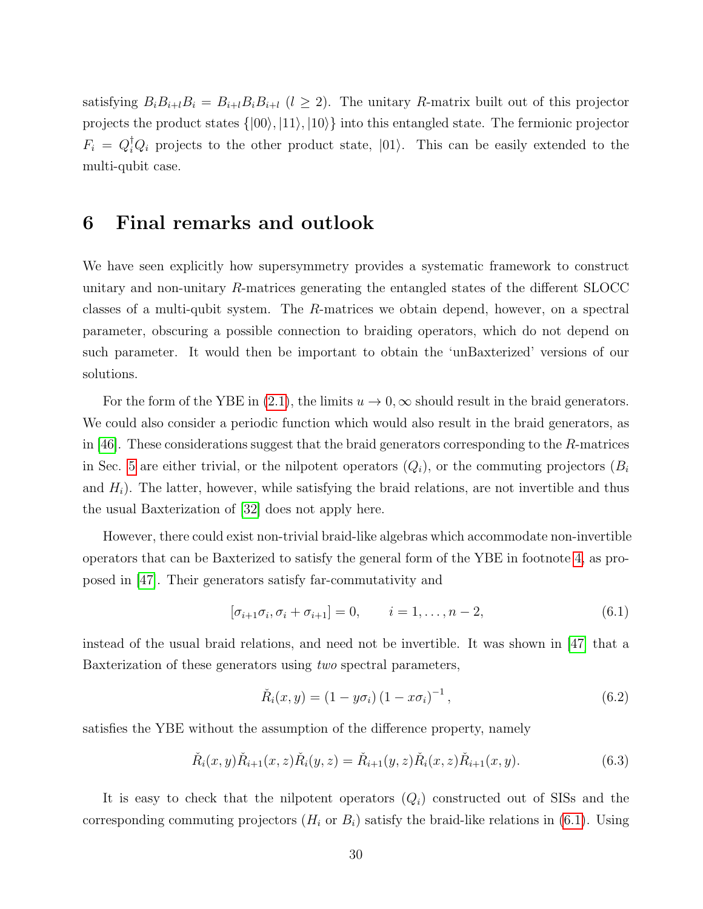satisfying $B_i B_{i+l} B_i = B_{i+l} B_i B_{i+l}$ ($l \geq 2$). The unitary $R$-matrix built out of this projector projects the product states $\{|00\rangle, |11\rangle, |10\rangle\}$ into this entangled state. The fermionic projector $F_i = Q_i^\dagger Q_i$ projects to the other product state, $|01\rangle$. This can be easily extended to the multi-qubit case.

# 6 Final remarks and outlook

We have seen explicitly how supersymmetry provides a systematic framework to construct unitary and non-unitary $R$-matrices generating the entangled states of the different SLOCC classes of a multi-qubit system. The $R$-matrices we obtain depend, however, on a spectral parameter, obscuring a possible connection to braiding operators, which do not depend on such parameter. It would then be important to obtain the 'unBaxterized' versions of our solutions.

For the form of the YBE in (2.1), the limits $u \to 0, \infty$ should result in the braid generators. We could also consider a periodic function which would also result in the braid generators, as in [46]. These considerations suggest that the braid generators corresponding to the $R$-matrices in Sec. 5 are either trivial, or the nilpotent operators ($Q_i$), or the commuting projectors ($B_i$ and $H_i$). The latter, however, while satisfying the braid relations, are not invertible and thus the usual Baxterization of [32] does not apply here.

However, there could exist non-trivial braid-like algebras which accommodate non-invertible operators that can be Baxterized to satisfy the general form of the YBE in footnote 4, as proposed in [47]. Their generators satisfy far-commutativity and

$$[\sigma_{i+1}\sigma_i, \sigma_i + \sigma_{i+1}] = 0, \qquad i = 1, \ldots, n-2, \tag{6.1}$$

instead of the usual braid relations, and need not be invertible. It was shown in [47] that a Baxterization of these generators using *two* spectral parameters,

$$\check{R}_i(x,y) = (1 - y\sigma_i)\,(1 - x\sigma_i)^{-1}, \tag{6.2}$$

satisfies the YBE without the assumption of the difference property, namely

$$\check{R}_i(x,y)\check{R}_{i+1}(x,z)\check{R}_i(y,z) = \check{R}_{i+1}(y,z)\check{R}_i(x,z)\check{R}_{i+1}(x,y). \tag{6.3}$$

It is easy to check that the nilpotent operators ($Q_i$) constructed out of SISs and the corresponding commuting projectors ($H_i$ or $B_i$) satisfy the braid-like relations in (6.1). Using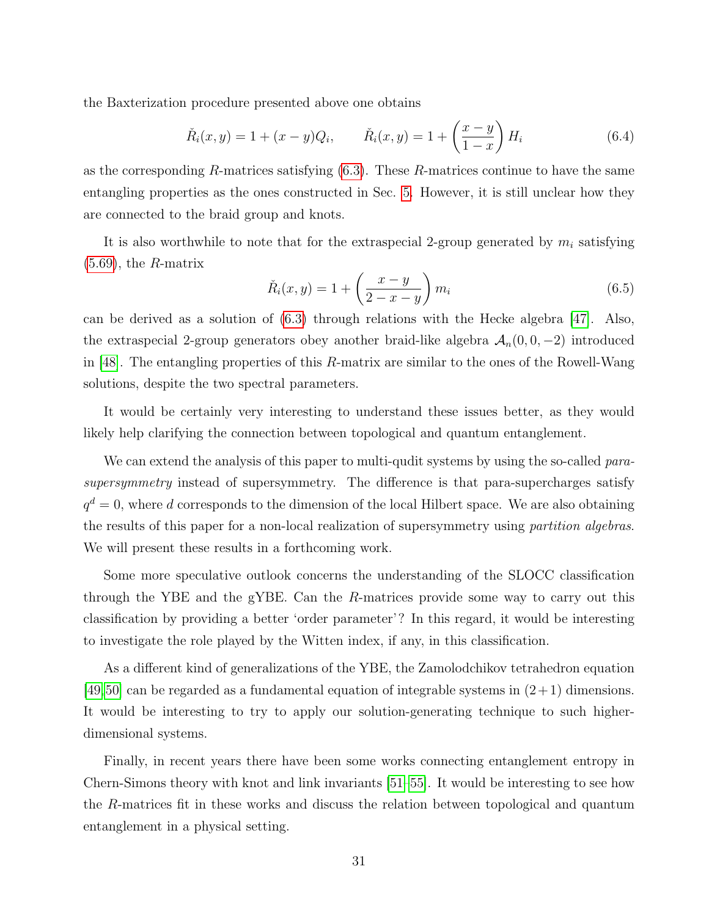the Baxterization procedure presented above one obtains

$$\check{R}_i(x,y) = 1 + (x-y)Q_i, \qquad \check{R}_i(x,y) = 1 + \left(\frac{x-y}{1-x}\right)H_i \tag{6.4}$$

as the corresponding $R$-matrices satisfying (6.3). These $R$-matrices continue to have the same entangling properties as the ones constructed in Sec. 5. However, it is still unclear how they are connected to the braid group and knots.

It is also worthwhile to note that for the extraspecial 2-group generated by $m_i$ satisfying (5.69), the $R$-matrix

$$\check{R}_i(x,y) = 1 + \left(\frac{x-y}{2-x-y}\right)m_i \tag{6.5}$$

can be derived as a solution of (6.3) through relations with the Hecke algebra [47]. Also, the extraspecial 2-group generators obey another braid-like algebra $\mathcal{A}_n(0,0,-2)$ introduced in [48]. The entangling properties of this $R$-matrix are similar to the ones of the Rowell-Wang solutions, despite the two spectral parameters.

It would be certainly very interesting to understand these issues better, as they would likely help clarifying the connection between topological and quantum entanglement.

We can extend the analysis of this paper to multi-qudit systems by using the so-called *para-supersymmetry* instead of supersymmetry. The difference is that para-supercharges satisfy $q^d = 0$, where $d$ corresponds to the dimension of the local Hilbert space. We are also obtaining the results of this paper for a non-local realization of supersymmetry using *partition algebras*. We will present these results in a forthcoming work.

Some more speculative outlook concerns the understanding of the SLOCC classification through the YBE and the gYBE. Can the $R$-matrices provide some way to carry out this classification by providing a better 'order parameter'? In this regard, it would be interesting to investigate the role played by the Witten index, if any, in this classification.

As a different kind of generalizations of the YBE, the Zamolodchikov tetrahedron equation [49,50] can be regarded as a fundamental equation of integrable systems in $(2+1)$ dimensions. It would be interesting to try to apply our solution-generating technique to such higher-dimensional systems.

Finally, in recent years there have been some works connecting entanglement entropy in Chern-Simons theory with knot and link invariants [51–55]. It would be interesting to see how the $R$-matrices fit in these works and discuss the relation between topological and quantum entanglement in a physical setting.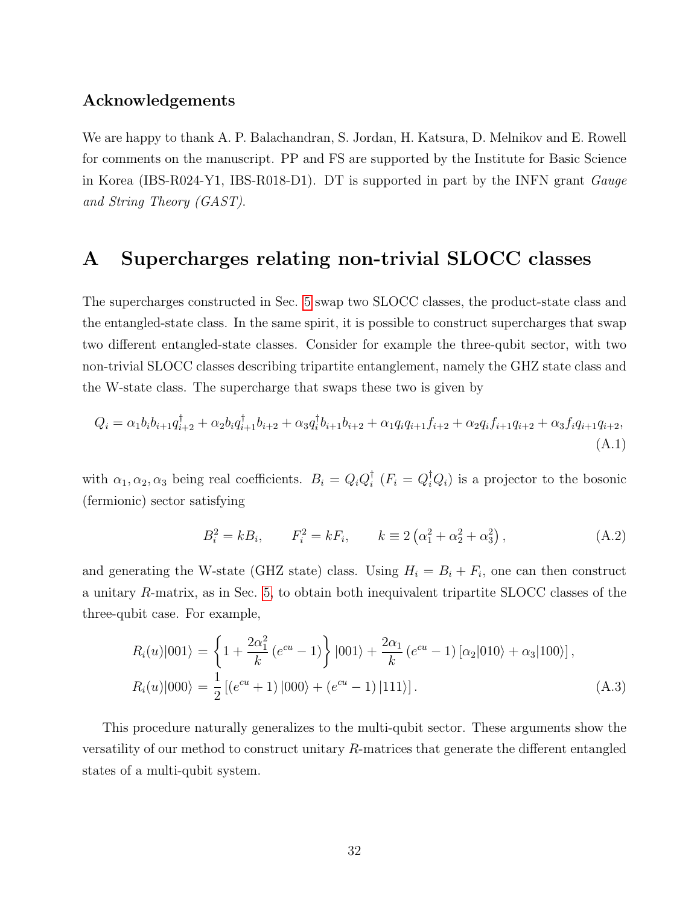## Acknowledgements

We are happy to thank A. P. Balachandran, S. Jordan, H. Katsura, D. Melnikov and E. Rowell for comments on the manuscript. PP and FS are supported by the Institute for Basic Science in Korea (IBS-R024-Y1, IBS-R018-D1). DT is supported in part by the INFN grant *Gauge and String Theory (GAST)*.

# A Supercharges relating non-trivial SLOCC classes

The supercharges constructed in Sec. 5 swap two SLOCC classes, the product-state class and the entangled-state class. In the same spirit, it is possible to construct supercharges that swap two different entangled-state classes. Consider for example the three-qubit sector, with two non-trivial SLOCC classes describing tripartite entanglement, namely the GHZ state class and the W-state class. The supercharge that swaps these two is given by

$$Q_i = \alpha_1 b_i b_{i+1} q_{i+2}^\dagger + \alpha_2 b_i q_{i+1}^\dagger b_{i+2} + \alpha_3 q_i^\dagger b_{i+1} b_{i+2} + \alpha_1 q_i q_{i+1} f_{i+2} + \alpha_2 q_i f_{i+1} q_{i+2} + \alpha_3 f_i q_{i+1} q_{i+2}, \tag{A.1}$$

with $\alpha_1, \alpha_2, \alpha_3$ being real coefficients. $B_i = Q_i Q_i^\dagger$ ($F_i = Q_i^\dagger Q_i$) is a projector to the bosonic (fermionic) sector satisfying

$$B_i^2 = k B_i, \qquad F_i^2 = k F_i, \qquad k \equiv 2\left(\alpha_1^2 + \alpha_2^2 + \alpha_3^2\right), \tag{A.2}$$

and generating the W-state (GHZ state) class. Using $H_i = B_i + F_i$, one can then construct a unitary $R$-matrix, as in Sec. 5, to obtain both inequivalent tripartite SLOCC classes of the three-qubit case. For example,

$$\begin{aligned}
R_i(u)|001\rangle &= \left\{1 + \frac{2\alpha_1^2}{k}\left(e^{cu} - 1\right)\right\}|001\rangle + \frac{2\alpha_1}{k}\left(e^{cu} - 1\right)\left[\alpha_2|010\rangle + \alpha_3|100\rangle\right], \\
R_i(u)|000\rangle &= \frac{1}{2}\left[\left(e^{cu} + 1\right)|000\rangle + \left(e^{cu} - 1\right)|111\rangle\right].
\end{aligned} \tag{A.3}$$

This procedure naturally generalizes to the multi-qubit sector. These arguments show the versatility of our method to construct unitary $R$-matrices that generate the different entangled states of a multi-qubit system.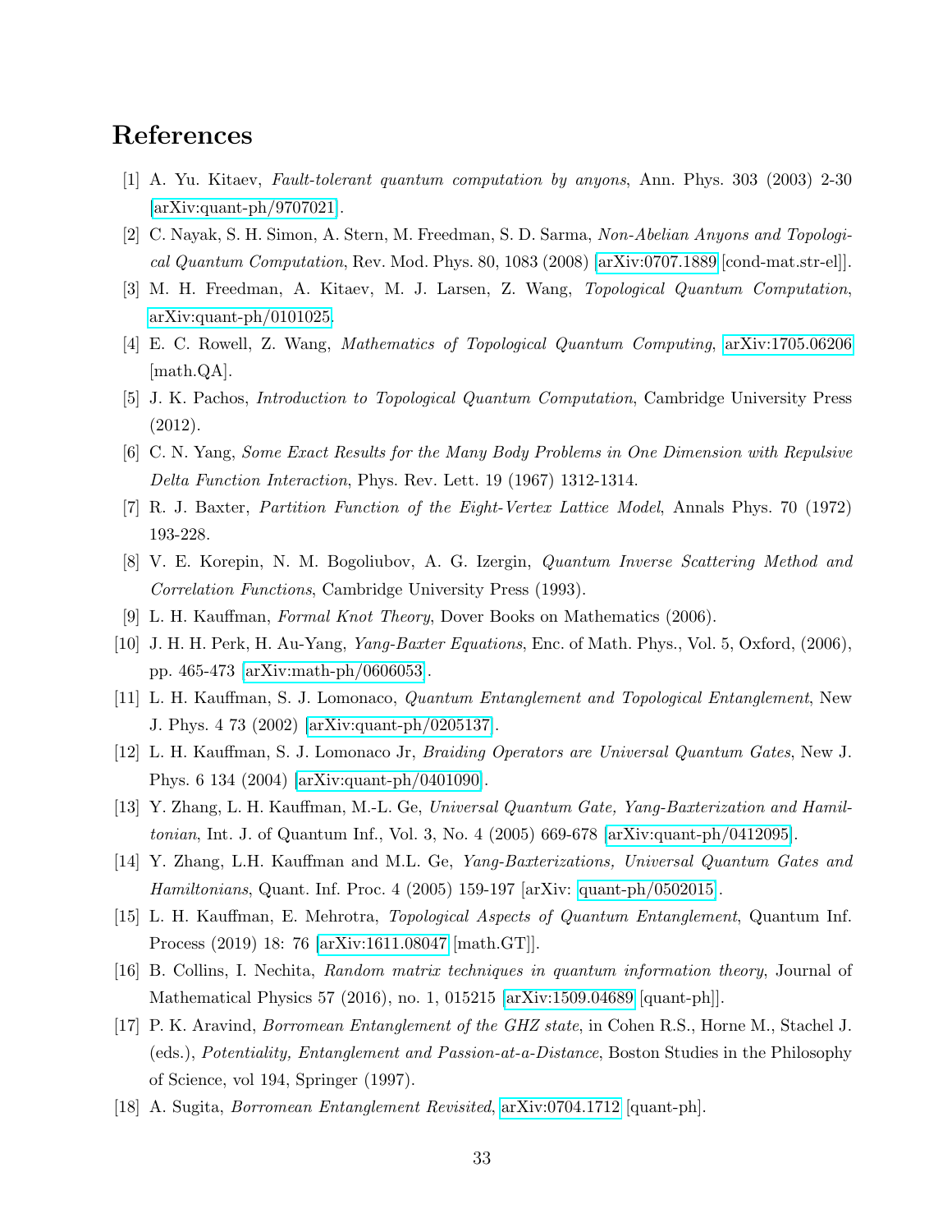# References

[1] A. Yu. Kitaev, *Fault-tolerant quantum computation by anyons*, Ann. Phys. 303 (2003) 2-30 [arXiv:quant-ph/9707021].

[2] C. Nayak, S. H. Simon, A. Stern, M. Freedman, S. D. Sarma, *Non-Abelian Anyons and Topological Quantum Computation*, Rev. Mod. Phys. 80, 1083 (2008) [arXiv:0707.1889 [cond-mat.str-el]].

[3] M. H. Freedman, A. Kitaev, M. J. Larsen, Z. Wang, *Topological Quantum Computation*, arXiv:quant-ph/0101025.

[4] E. C. Rowell, Z. Wang, *Mathematics of Topological Quantum Computing*, arXiv:1705.06206 [math.QA].

[5] J. K. Pachos, *Introduction to Topological Quantum Computation*, Cambridge University Press (2012).

[6] C. N. Yang, *Some Exact Results for the Many Body Problems in One Dimension with Repulsive Delta Function Interaction*, Phys. Rev. Lett. 19 (1967) 1312-1314.

[7] R. J. Baxter, *Partition Function of the Eight-Vertex Lattice Model*, Annals Phys. 70 (1972) 193-228.

[8] V. E. Korepin, N. M. Bogoliubov, A. G. Izergin, *Quantum Inverse Scattering Method and Correlation Functions*, Cambridge University Press (1993).

[9] L. H. Kauffman, *Formal Knot Theory*, Dover Books on Mathematics (2006).

[10] J. H. H. Perk, H. Au-Yang, *Yang-Baxter Equations*, Enc. of Math. Phys., Vol. 5, Oxford, (2006), pp. 465-473 [arXiv:math-ph/0606053].

[11] L. H. Kauffman, S. J. Lomonaco, *Quantum Entanglement and Topological Entanglement*, New J. Phys. 4 73 (2002) [arXiv:quant-ph/0205137].

[12] L. H. Kauffman, S. J. Lomonaco Jr, *Braiding Operators are Universal Quantum Gates*, New J. Phys. 6 134 (2004) [arXiv:quant-ph/0401090].

[13] Y. Zhang, L. H. Kauffman, M.-L. Ge, *Universal Quantum Gate, Yang-Baxterization and Hamiltonian*, Int. J. of Quantum Inf., Vol. 3, No. 4 (2005) 669-678 [arXiv:quant-ph/0412095].

[14] Y. Zhang, L.H. Kauffman and M.L. Ge, *Yang-Baxterizations, Universal Quantum Gates and Hamiltonians*, Quant. Inf. Proc. 4 (2005) 159-197 [arXiv: quant-ph/0502015].

[15] L. H. Kauffman, E. Mehrotra, *Topological Aspects of Quantum Entanglement*, Quantum Inf. Process (2019) 18: 76 [arXiv:1611.08047 [math.GT]].

[16] B. Collins, I. Nechita, *Random matrix techniques in quantum information theory*, Journal of Mathematical Physics 57 (2016), no. 1, 015215 [arXiv:1509.04689 [quant-ph]].

[17] P. K. Aravind, *Borromean Entanglement of the GHZ state*, in Cohen R.S., Horne M., Stachel J. (eds.), *Potentiality, Entanglement and Passion-at-a-Distance*, Boston Studies in the Philosophy of Science, vol 194, Springer (1997).

[18] A. Sugita, *Borromean Entanglement Revisited*, arXiv:0704.1712 [quant-ph].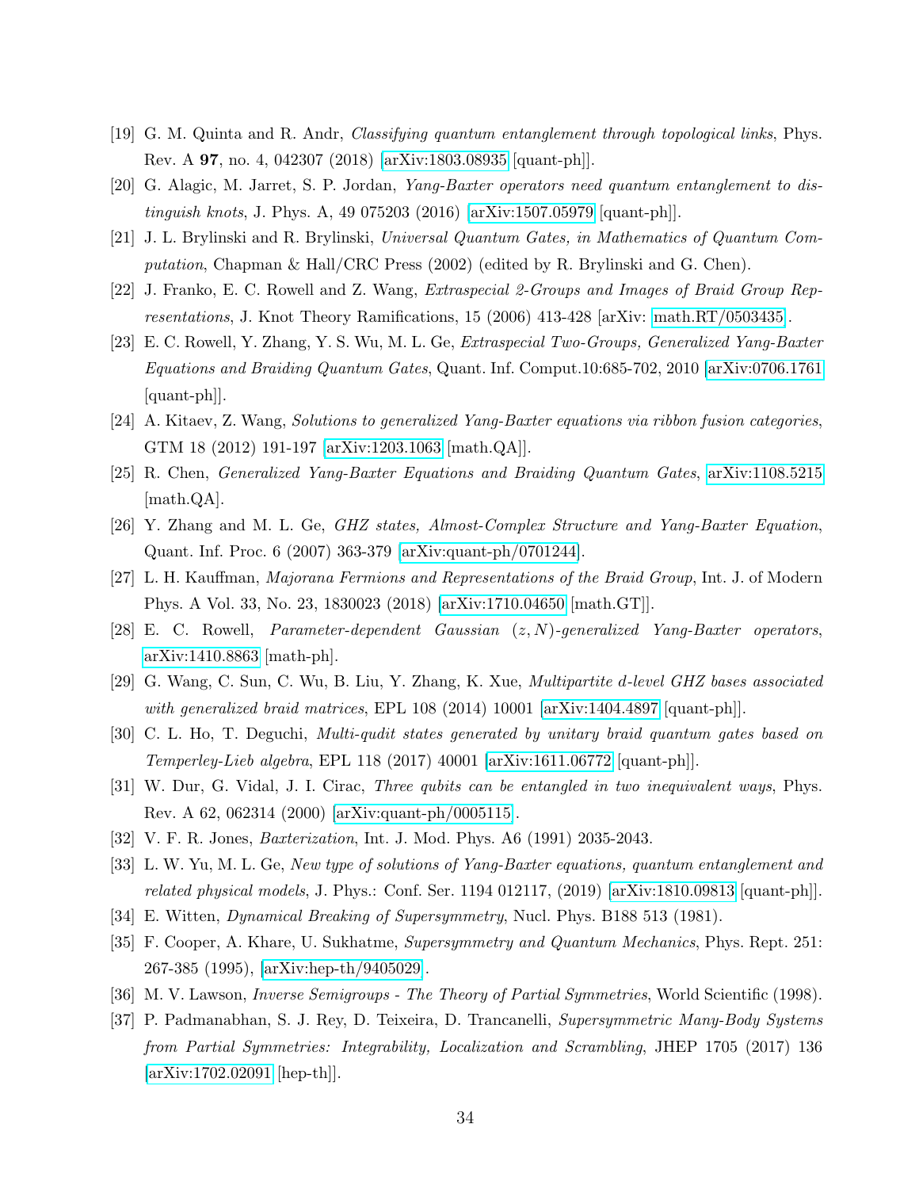[19] G. M. Quinta and R. Andr, *Classifying quantum entanglement through topological links*, Phys. Rev. A **97**, no. 4, 042307 (2018) [arXiv:1803.08935 [quant-ph]].

[20] G. Alagic, M. Jarret, S. P. Jordan, *Yang-Baxter operators need quantum entanglement to distinguish knots*, J. Phys. A, 49 075203 (2016) [arXiv:1507.05979 [quant-ph]].

[21] J. L. Brylinski and R. Brylinski, *Universal Quantum Gates, in Mathematics of Quantum Computation*, Chapman & Hall/CRC Press (2002) (edited by R. Brylinski and G. Chen).

[22] J. Franko, E. C. Rowell and Z. Wang, *Extraspecial 2-Groups and Images of Braid Group Representations*, J. Knot Theory Ramifications, 15 (2006) 413-428 [arXiv: math.RT/0503435].

[23] E. C. Rowell, Y. Zhang, Y. S. Wu, M. L. Ge, *Extraspecial Two-Groups, Generalized Yang-Baxter Equations and Braiding Quantum Gates*, Quant. Inf. Comput.10:685-702, 2010 [arXiv:0706.1761 [quant-ph]].

[24] A. Kitaev, Z. Wang, *Solutions to generalized Yang-Baxter equations via ribbon fusion categories*, GTM 18 (2012) 191-197 [arXiv:1203.1063 [math.QA]].

[25] R. Chen, *Generalized Yang-Baxter Equations and Braiding Quantum Gates*, arXiv:1108.5215 [math.QA].

[26] Y. Zhang and M. L. Ge, *GHZ states, Almost-Complex Structure and Yang-Baxter Equation*, Quant. Inf. Proc. 6 (2007) 363-379 [arXiv:quant-ph/0701244].

[27] L. H. Kauffman, *Majorana Fermions and Representations of the Braid Group*, Int. J. of Modern Phys. A Vol. 33, No. 23, 1830023 (2018) [arXiv:1710.04650 [math.GT]].

[28] E. C. Rowell, *Parameter-dependent Gaussian $(z, N)$-generalized Yang-Baxter operators*, arXiv:1410.8863 [math-ph].

[29] G. Wang, C. Sun, C. Wu, B. Liu, Y. Zhang, K. Xue, *Multipartite d-level GHZ bases associated with generalized braid matrices*, EPL 108 (2014) 10001 [arXiv:1404.4897 [quant-ph]].

[30] C. L. Ho, T. Deguchi, *Multi-qudit states generated by unitary braid quantum gates based on Temperley-Lieb algebra*, EPL 118 (2017) 40001 [arXiv:1611.06772 [quant-ph]].

[31] W. Dur, G. Vidal, J. I. Cirac, *Three qubits can be entangled in two inequivalent ways*, Phys. Rev. A 62, 062314 (2000) [arXiv:quant-ph/0005115].

[32] V. F. R. Jones, *Baxterization*, Int. J. Mod. Phys. A6 (1991) 2035-2043.

[33] L. W. Yu, M. L. Ge, *New type of solutions of Yang-Baxter equations, quantum entanglement and related physical models*, J. Phys.: Conf. Ser. 1194 012117, (2019) [arXiv:1810.09813 [quant-ph]].

[34] E. Witten, *Dynamical Breaking of Supersymmetry*, Nucl. Phys. B188 513 (1981).

[35] F. Cooper, A. Khare, U. Sukhatme, *Supersymmetry and Quantum Mechanics*, Phys. Rept. 251: 267-385 (1995), [arXiv:hep-th/9405029].

[36] M. V. Lawson, *Inverse Semigroups - The Theory of Partial Symmetries*, World Scientific (1998).

[37] P. Padmanabhan, S. J. Rey, D. Teixeira, D. Trancanelli, *Supersymmetric Many-Body Systems from Partial Symmetries: Integrability, Localization and Scrambling*, JHEP 1705 (2017) 136 [arXiv:1702.02091 [hep-th]].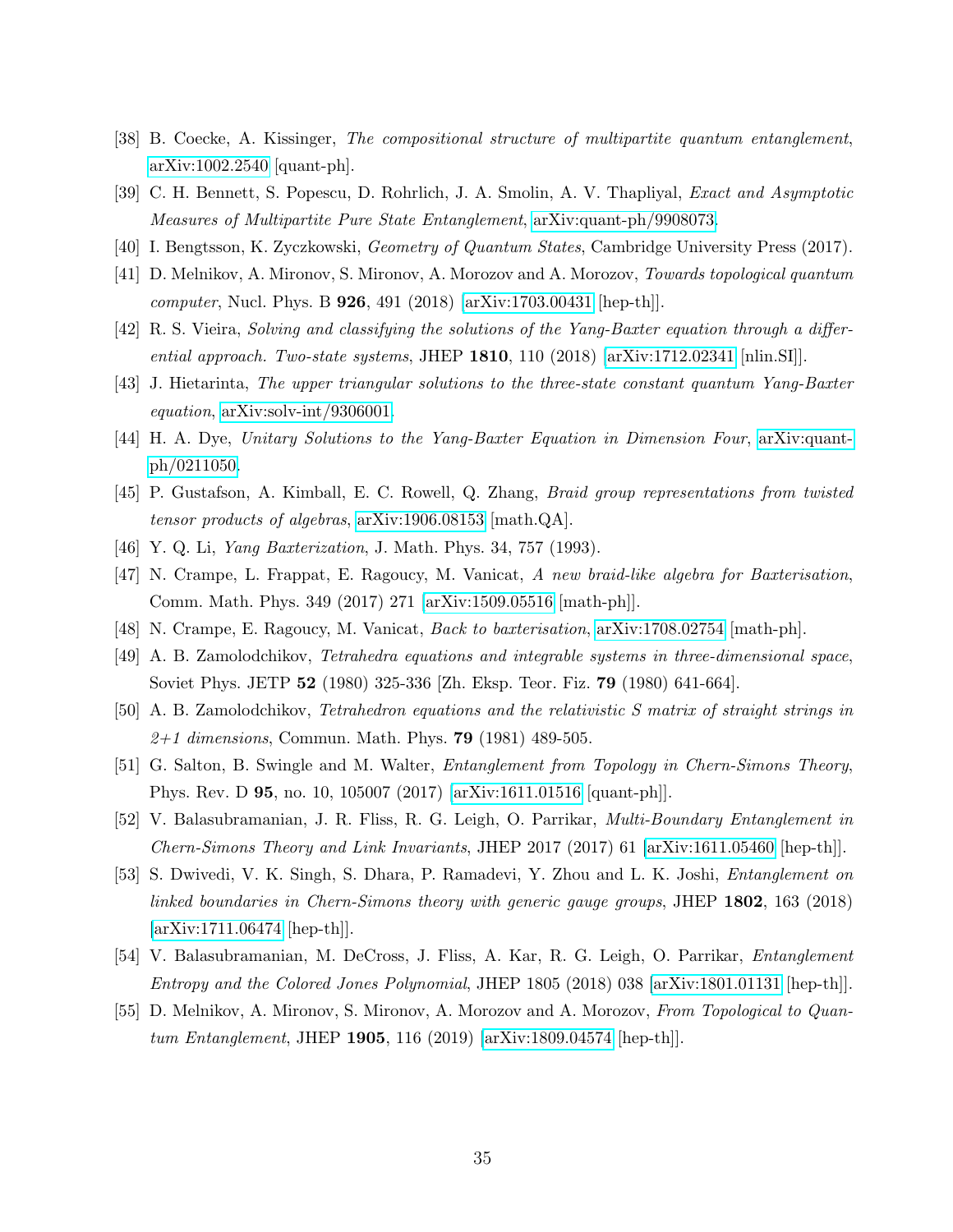[38] B. Coecke, A. Kissinger, *The compositional structure of multipartite quantum entanglement*, arXiv:1002.2540 [quant-ph].

[39] C. H. Bennett, S. Popescu, D. Rohrlich, J. A. Smolin, A. V. Thapliyal, *Exact and Asymptotic Measures of Multipartite Pure State Entanglement*, arXiv:quant-ph/9908073.

[40] I. Bengtsson, K. Zyczkowski, *Geometry of Quantum States*, Cambridge University Press (2017).

[41] D. Melnikov, A. Mironov, S. Mironov, A. Morozov and A. Morozov, *Towards topological quantum computer*, Nucl. Phys. B **926**, 491 (2018) [arXiv:1703.00431 [hep-th]].

[42] R. S. Vieira, *Solving and classifying the solutions of the Yang-Baxter equation through a differential approach. Two-state systems*, JHEP **1810**, 110 (2018) [arXiv:1712.02341 [nlin.SI]].

[43] J. Hietarinta, *The upper triangular solutions to the three-state constant quantum Yang-Baxter equation*, arXiv:solv-int/9306001.

[44] H. A. Dye, *Unitary Solutions to the Yang-Baxter Equation in Dimension Four*, arXiv:quant-ph/0211050.

[45] P. Gustafson, A. Kimball, E. C. Rowell, Q. Zhang, *Braid group representations from twisted tensor products of algebras*, arXiv:1906.08153 [math.QA].

[46] Y. Q. Li, *Yang Baxterization*, J. Math. Phys. 34, 757 (1993).

[47] N. Crampe, L. Frappat, E. Ragoucy, M. Vanicat, *A new braid-like algebra for Baxterisation*, Comm. Math. Phys. 349 (2017) 271 [arXiv:1509.05516 [math-ph]].

[48] N. Crampe, E. Ragoucy, M. Vanicat, *Back to baxterisation*, arXiv:1708.02754 [math-ph].

[49] A. B. Zamolodchikov, *Tetrahedra equations and integrable systems in three-dimensional space*, Soviet Phys. JETP **52** (1980) 325-336 [Zh. Eksp. Teor. Fiz. **79** (1980) 641-664].

[50] A. B. Zamolodchikov, *Tetrahedron equations and the relativistic S matrix of straight strings in 2+1 dimensions*, Commun. Math. Phys. **79** (1981) 489-505.

[51] G. Salton, B. Swingle and M. Walter, *Entanglement from Topology in Chern-Simons Theory*, Phys. Rev. D **95**, no. 10, 105007 (2017) [arXiv:1611.01516 [quant-ph]].

[52] V. Balasubramanian, J. R. Fliss, R. G. Leigh, O. Parrikar, *Multi-Boundary Entanglement in Chern-Simons Theory and Link Invariants*, JHEP 2017 (2017) 61 [arXiv:1611.05460 [hep-th]].

[53] S. Dwivedi, V. K. Singh, S. Dhara, P. Ramadevi, Y. Zhou and L. K. Joshi, *Entanglement on linked boundaries in Chern-Simons theory with generic gauge groups*, JHEP **1802**, 163 (2018) [arXiv:1711.06474 [hep-th]].

[54] V. Balasubramanian, M. DeCross, J. Fliss, A. Kar, R. G. Leigh, O. Parrikar, *Entanglement Entropy and the Colored Jones Polynomial*, JHEP 1805 (2018) 038 [arXiv:1801.01131 [hep-th]].

[55] D. Melnikov, A. Mironov, S. Mironov, A. Morozov and A. Morozov, *From Topological to Quantum Entanglement*, JHEP **1905**, 116 (2019) [arXiv:1809.04574 [hep-th]].